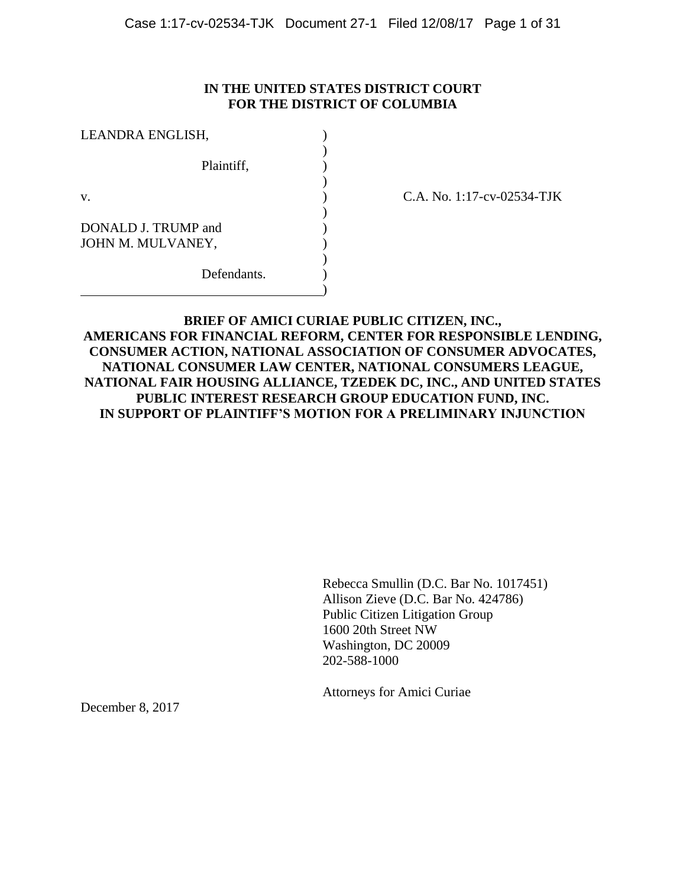**IN THE UNITED STATES DISTRICT COURT**
**FOR THE DISTRICT OF COLUMBIA**

| | | |
|---|---|---|
| LEANDRA ENGLISH, | ) | |
| | ) | |
| Plaintiff, | ) | |
| | ) | |
| v. | ) | C.A. No. 1:17-cv-02534-TJK |
| | ) | |
| DONALD J. TRUMP and JOHN M. MULVANEY, | ) | |
| | ) | |
| Defendants. | ) | |

**BRIEF OF AMICI CURIAE PUBLIC CITIZEN, INC., AMERICANS FOR FINANCIAL REFORM, CENTER FOR RESPONSIBLE LENDING, CONSUMER ACTION, NATIONAL ASSOCIATION OF CONSUMER ADVOCATES, NATIONAL CONSUMER LAW CENTER, NATIONAL CONSUMERS LEAGUE, NATIONAL FAIR HOUSING ALLIANCE, TZEDEK DC, INC., AND UNITED STATES PUBLIC INTEREST RESEARCH GROUP EDUCATION FUND, INC. IN SUPPORT OF PLAINTIFF'S MOTION FOR A PRELIMINARY INJUNCTION**

Rebecca Smullin (D.C. Bar No. 1017451)
Allison Zieve (D.C. Bar No. 424786)
Public Citizen Litigation Group
1600 20th Street NW
Washington, DC 20009
202-588-1000

Attorneys for Amici Curiae

December 8, 2017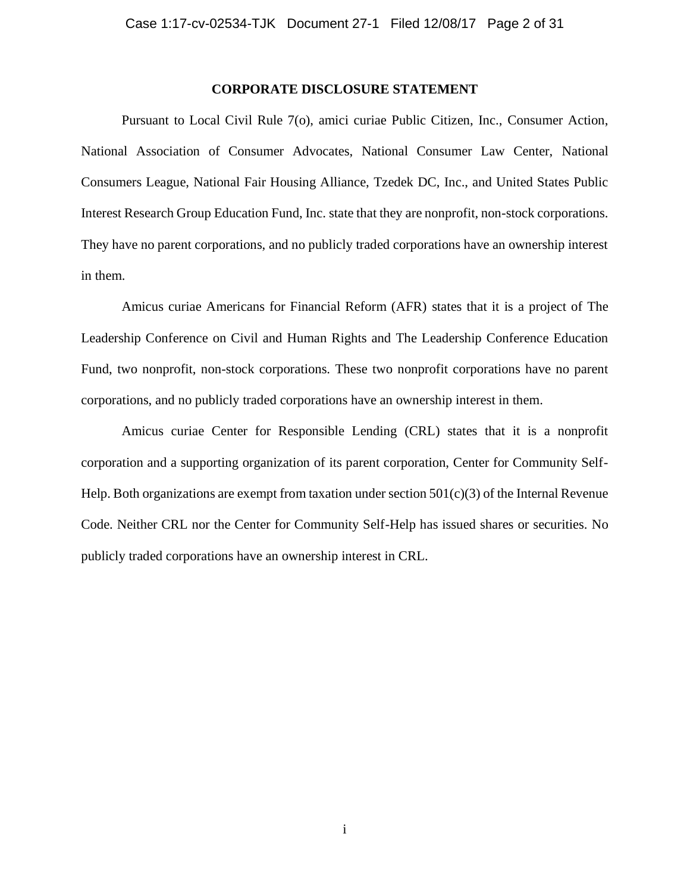## CORPORATE DISCLOSURE STATEMENT

Pursuant to Local Civil Rule 7(o), amici curiae Public Citizen, Inc., Consumer Action, National Association of Consumer Advocates, National Consumer Law Center, National Consumers League, National Fair Housing Alliance, Tzedek DC, Inc., and United States Public Interest Research Group Education Fund, Inc. state that they are nonprofit, non-stock corporations. They have no parent corporations, and no publicly traded corporations have an ownership interest in them.

Amicus curiae Americans for Financial Reform (AFR) states that it is a project of The Leadership Conference on Civil and Human Rights and The Leadership Conference Education Fund, two nonprofit, non-stock corporations. These two nonprofit corporations have no parent corporations, and no publicly traded corporations have an ownership interest in them.

Amicus curiae Center for Responsible Lending (CRL) states that it is a nonprofit corporation and a supporting organization of its parent corporation, Center for Community Self-Help. Both organizations are exempt from taxation under section 501(c)(3) of the Internal Revenue Code. Neither CRL nor the Center for Community Self-Help has issued shares or securities. No publicly traded corporations have an ownership interest in CRL.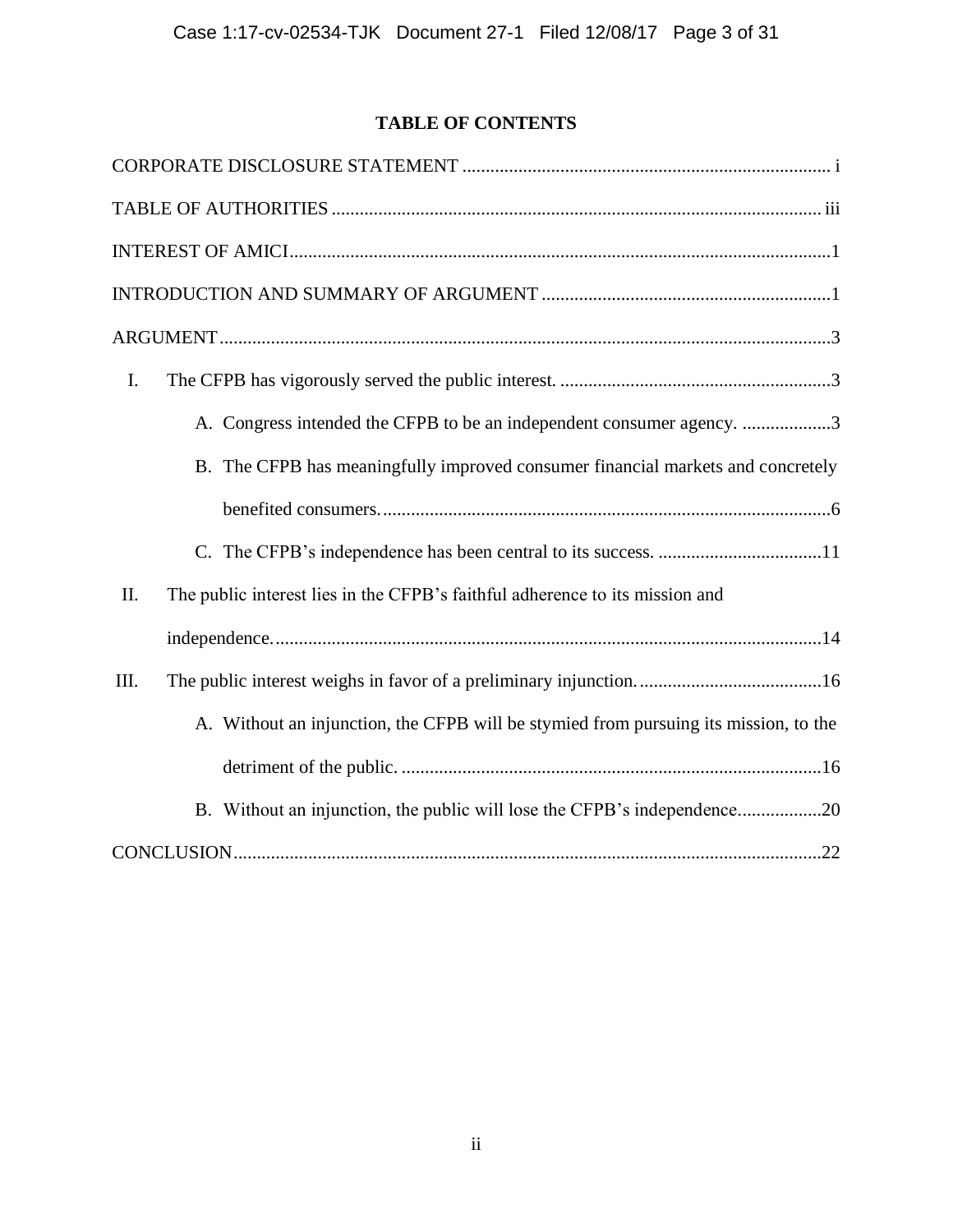## TABLE OF CONTENTS

CORPORATE DISCLOSURE STATEMENT .............................................................................. i

TABLE OF AUTHORITIES ........................................................................................................ iii

INTEREST OF AMICI...................................................................................................................1

INTRODUCTION AND SUMMARY OF ARGUMENT ..............................................................1

ARGUMENT..................................................................................................................................3

I. The CFPB has vigorously served the public interest. ..........................................................3

   A. Congress intended the CFPB to be an independent consumer agency. ...................3

   B. The CFPB has meaningfully improved consumer financial markets and concretely benefited consumers. ................................................................................................6

   C. The CFPB's independence has been central to its success. ...................................11

II. The public interest lies in the CFPB's faithful adherence to its mission and independence. ....................................................................................................................14

III. The public interest weighs in favor of a preliminary injunction. .......................................16

   A. Without an injunction, the CFPB will be stymied from pursuing its mission, to the detriment of the public. ..........................................................................................16

   B. Without an injunction, the public will lose the CFPB's independence. ..................20

CONCLUSION.............................................................................................................................22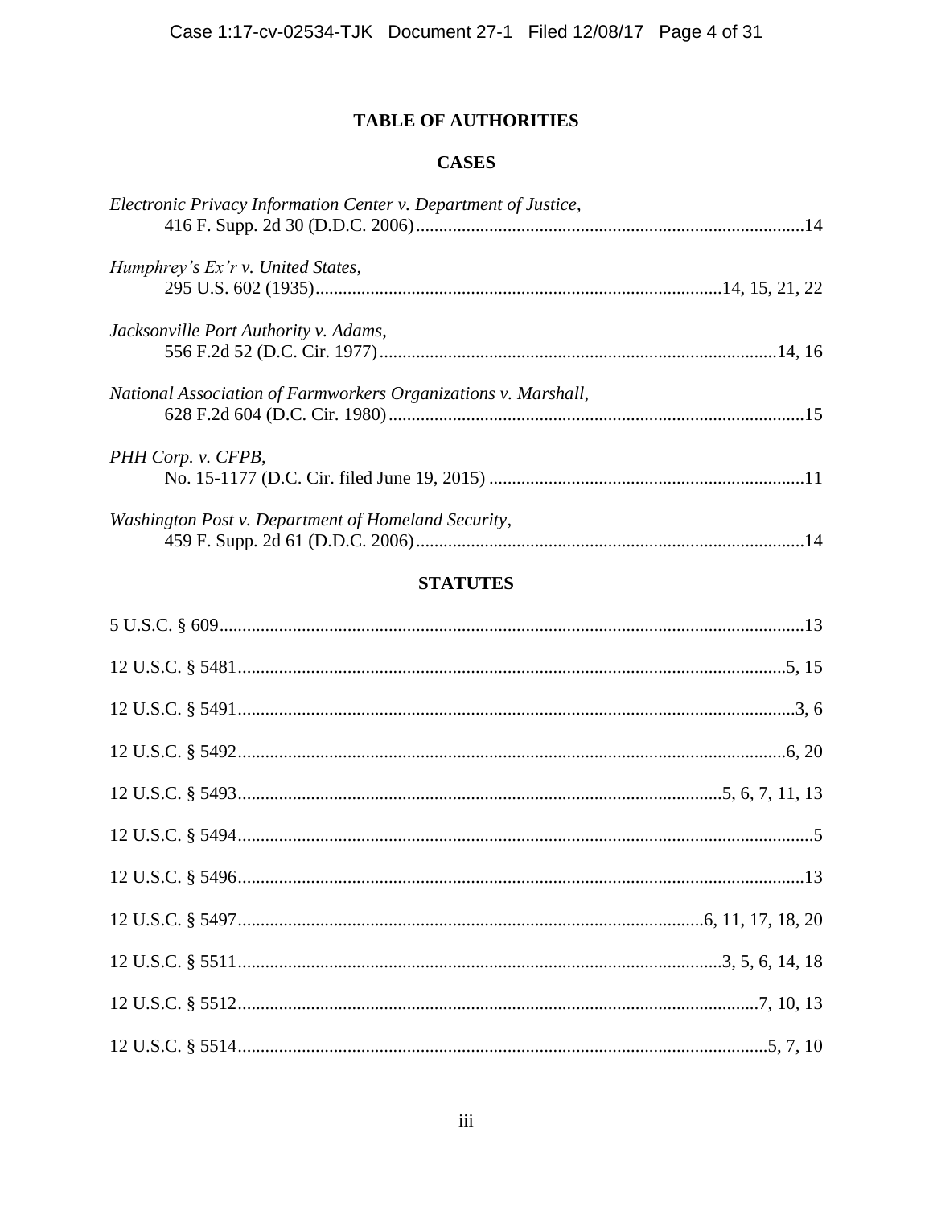# TABLE OF AUTHORITIES

## CASES

*Electronic Privacy Information Center v. Department of Justice*,
416 F. Supp. 2d 30 (D.D.C. 2006) .......... 14

*Humphrey's Ex'r v. United States*,
295 U.S. 602 (1935) .......... 14, 15, 21, 22

*Jacksonville Port Authority v. Adams*,
556 F.2d 52 (D.C. Cir. 1977) .......... 14, 16

*National Association of Farmworkers Organizations v. Marshall*,
628 F.2d 604 (D.C. Cir. 1980) .......... 15

*PHH Corp. v. CFPB*,
No. 15-1177 (D.C. Cir. filed June 19, 2015) .......... 11

*Washington Post v. Department of Homeland Security*,
459 F. Supp. 2d 61 (D.D.C. 2006) .......... 14

## STATUTES

5 U.S.C. § 609 .......... 13

12 U.S.C. § 5481 .......... 5, 15

12 U.S.C. § 5491 .......... 3, 6

12 U.S.C. § 5492 .......... 6, 20

12 U.S.C. § 5493 .......... 5, 6, 7, 11, 13

12 U.S.C. § 5494 .......... 5

12 U.S.C. § 5496 .......... 13

12 U.S.C. § 5497 .......... 6, 11, 17, 18, 20

12 U.S.C. § 5511 .......... 3, 5, 6, 14, 18

12 U.S.C. § 5512 .......... 7, 10, 13

12 U.S.C. § 5514 .......... 5, 7, 10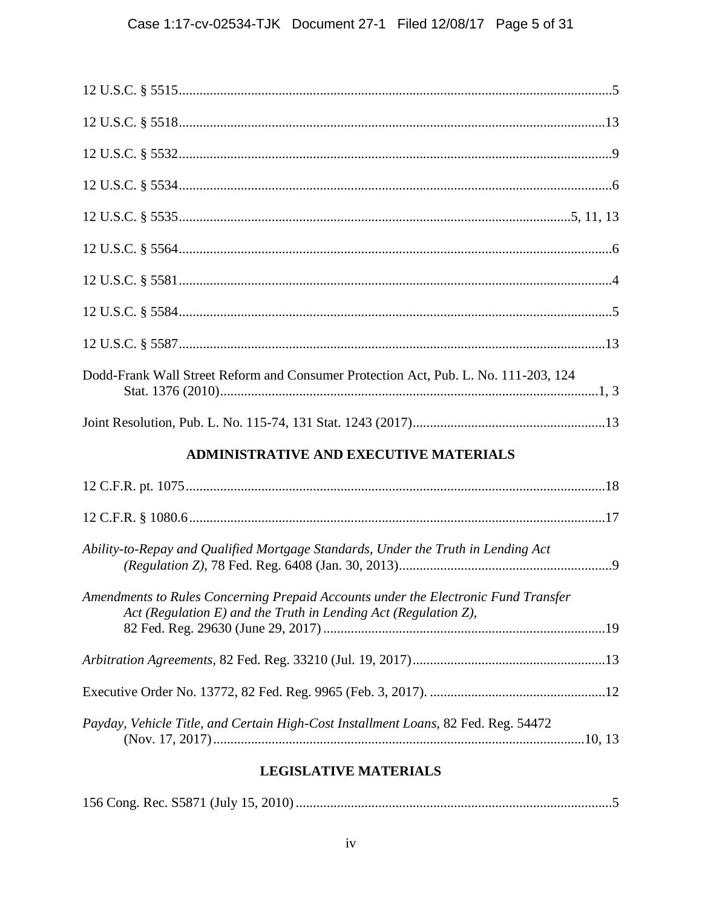12 U.S.C. § 5515 ........................................................................................................................5

12 U.S.C. § 5518 ......................................................................................................................13

12 U.S.C. § 5532 ........................................................................................................................9

12 U.S.C. § 5534 ........................................................................................................................6

12 U.S.C. § 5535 ...........................................................................................................5, 11, 13

12 U.S.C. § 5564 ........................................................................................................................6

12 U.S.C. § 5581 ........................................................................................................................4

12 U.S.C. § 5584 ........................................................................................................................5

12 U.S.C. § 5587 ......................................................................................................................13

Dodd-Frank Wall Street Reform and Consumer Protection Act, Pub. L. No. 111-203, 124 Stat. 1376 (2010) .........................................................................................................1, 3

Joint Resolution, Pub. L. No. 115-74, 131 Stat. 1243 (2017) ..................................................13

## ADMINISTRATIVE AND EXECUTIVE MATERIALS

12 C.F.R. pt. 1075 ....................................................................................................................18

12 C.F.R. § 1080.6 ...................................................................................................................17

*Ability-to-Repay and Qualified Mortgage Standards, Under the Truth in Lending Act (Regulation Z)*, 78 Fed. Reg. 6408 (Jan. 30, 2013) .........................................................9

*Amendments to Rules Concerning Prepaid Accounts under the Electronic Fund Transfer Act (Regulation E) and the Truth in Lending Act (Regulation Z)*, 82 Fed. Reg. 29630 (June 29, 2017) .............................................................................19

*Arbitration Agreements*, 82 Fed. Reg. 33210 (Jul. 19, 2017) ..................................................13

Executive Order No. 13772, 82 Fed. Reg. 9965 (Feb. 3, 2017). ..............................................12

*Payday, Vehicle Title, and Certain High-Cost Installment Loans*, 82 Fed. Reg. 54472 (Nov. 17, 2017) ..................................................................................................10, 13

## LEGISLATIVE MATERIALS

156 Cong. Rec. S5871 (July 15, 2010) .......................................................................................5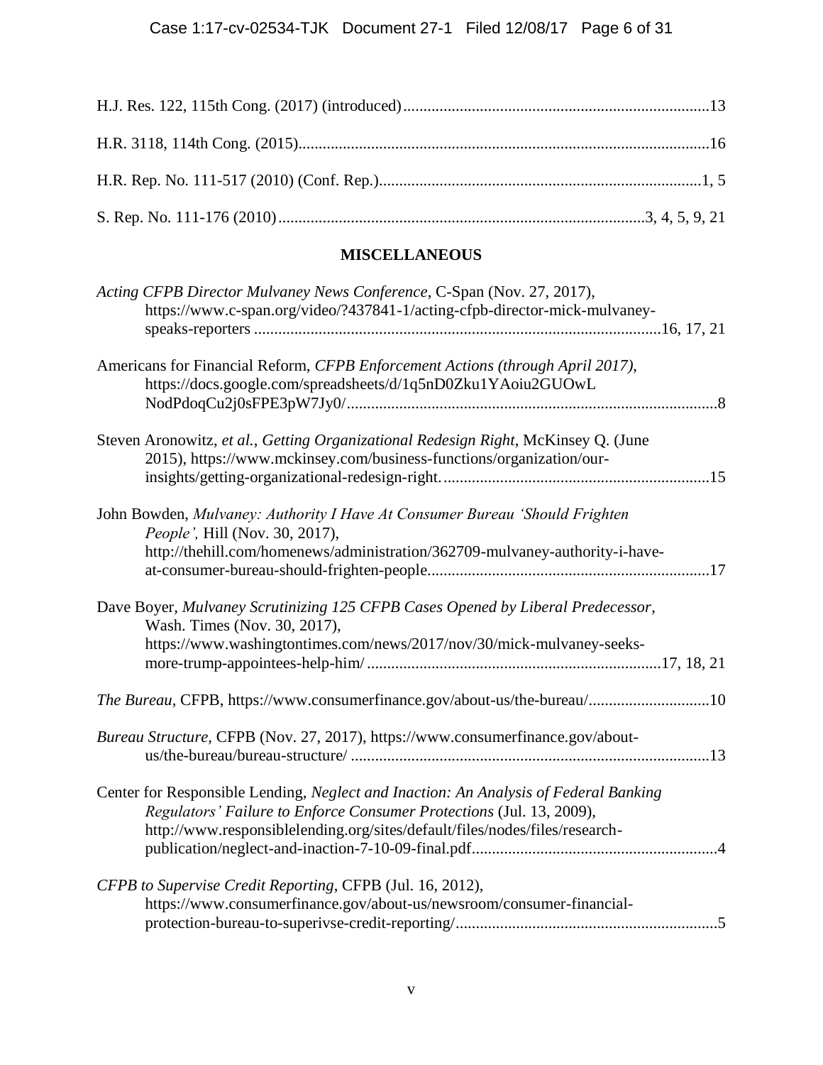H.J. Res. 122, 115th Cong. (2017) (introduced)...........................................................................13

H.R. 3118, 114th Cong. (2015).....................................................................................................16

H.R. Rep. No. 111-517 (2010) (Conf. Rep.)...............................................................................1, 5

S. Rep. No. 111-176 (2010)..........................................................................................3, 4, 5, 9, 21

## MISCELLANEOUS

*Acting CFPB Director Mulvaney News Conference*, C-Span (Nov. 27, 2017), https://www.c-span.org/video/?437841-1/acting-cfpb-director-mick-mulvaney-speaks-reporters ....................................................................................................16, 17, 21

Americans for Financial Reform, *CFPB Enforcement Actions (through April 2017)*, https://docs.google.com/spreadsheets/d/1q5nD0Zku1YAoiu2GUOwL NodPdoqCu2j0sFPE3pW7Jy0/............................................................................................8

Steven Aronowitz, *et al.*, *Getting Organizational Redesign Right*, McKinsey Q. (June 2015), https://www.mckinsey.com/business-functions/organization/our-insights/getting-organizational-redesign-right...................................................................15

John Bowden, *Mulvaney: Authority I Have At Consumer Bureau 'Should Frighten People'*, Hill (Nov. 30, 2017), http://thehill.com/homenews/administration/362709-mulvaney-authority-i-have-at-consumer-bureau-should-frighten-people.....................................................................17

Dave Boyer, *Mulvaney Scrutinizing 125 CFPB Cases Opened by Liberal Predecessor*, Wash. Times (Nov. 30, 2017), https://www.washingtontimes.com/news/2017/nov/30/mick-mulvaney-seeks-more-trump-appointees-help-him/........................................................................17, 18, 21

*The Bureau*, CFPB, https://www.consumerfinance.gov/about-us/the-bureau/.............................10

*Bureau Structure*, CFPB (Nov. 27, 2017), https://www.consumerfinance.gov/about-us/the-bureau/bureau-structure/ .........................................................................................13

Center for Responsible Lending, *Neglect and Inaction: An Analysis of Federal Banking Regulators' Failure to Enforce Consumer Protections* (Jul. 13, 2009), http://www.responsiblelending.org/sites/default/files/nodes/files/research-publication/neglect-and-inaction-7-10-09-final.pdf............................................................4

*CFPB to Supervise Credit Reporting*, CFPB (Jul. 16, 2012), https://www.consumerfinance.gov/about-us/newsroom/consumer-financial-protection-bureau-to-superivse-credit-reporting/................................................................5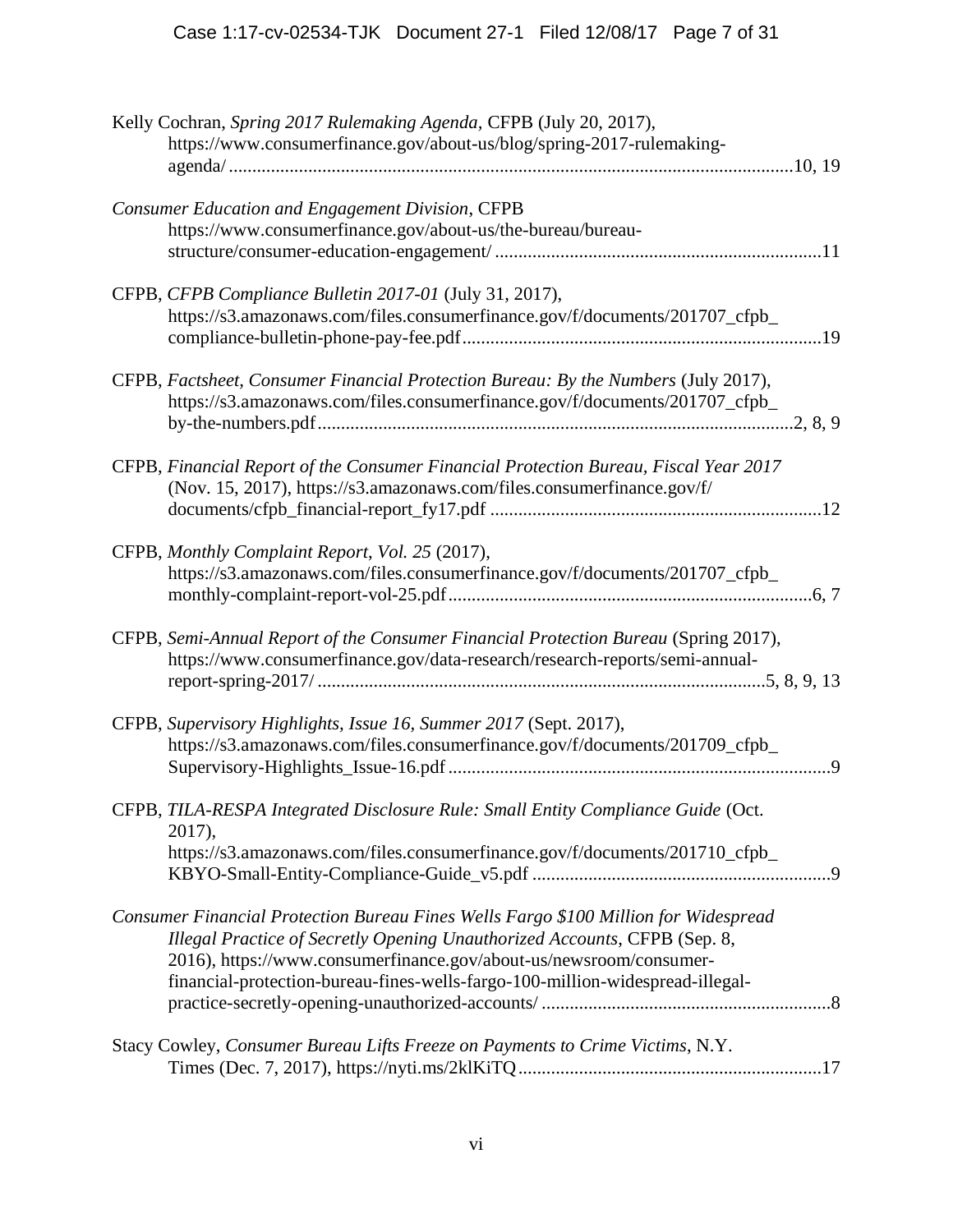Kelly Cochran, *Spring 2017 Rulemaking Agenda*, CFPB (July 20, 2017), https://www.consumerfinance.gov/about-us/blog/spring-2017-rulemaking-agenda/ ........................................................................................................................10, 19

*Consumer Education and Engagement Division*, CFPB https://www.consumerfinance.gov/about-us/the-bureau/bureau-structure/consumer-education-engagement/ .....................................................................11

CFPB, *CFPB Compliance Bulletin 2017-01* (July 31, 2017), https://s3.amazonaws.com/files.consumerfinance.gov/f/documents/201707_cfpb_compliance-bulletin-phone-pay-fee.pdf............................................................................19

CFPB, *Factsheet, Consumer Financial Protection Bureau: By the Numbers* (July 2017), https://s3.amazonaws.com/files.consumerfinance.gov/f/documents/201707_cfpb_by-the-numbers.pdf.....................................................................................................2, 8, 9

CFPB, *Financial Report of the Consumer Financial Protection Bureau, Fiscal Year 2017* (Nov. 15, 2017), https://s3.amazonaws.com/files.consumerfinance.gov/f/documents/cfpb_financial-report_fy17.pdf ......................................................................12

CFPB, *Monthly Complaint Report*, *Vol. 25* (2017), https://s3.amazonaws.com/files.consumerfinance.gov/f/documents/201707_cfpb_monthly-complaint-report-vol-25.pdf............................................................................6, 7

CFPB, *Semi-Annual Report of the Consumer Financial Protection Bureau* (Spring 2017), https://www.consumerfinance.gov/data-research/research-reports/semi-annual-report-spring-2017/ ...............................................................................................5, 8, 9, 13

CFPB, *Supervisory Highlights, Issue 16, Summer 2017* (Sept. 2017), https://s3.amazonaws.com/files.consumerfinance.gov/f/documents/201709_cfpb_Supervisory-Highlights_Issue-16.pdf .................................................................................9

CFPB, *TILA-RESPA Integrated Disclosure Rule: Small Entity Compliance Guide* (Oct. 2017), https://s3.amazonaws.com/files.consumerfinance.gov/f/documents/201710_cfpb_KBYO-Small-Entity-Compliance-Guide_v5.pdf ................................................................9

*Consumer Financial Protection Bureau Fines Wells Fargo $100 Million for Widespread Illegal Practice of Secretly Opening Unauthorized Accounts*, CFPB (Sep. 8, 2016), https://www.consumerfinance.gov/about-us/newsroom/consumer-financial-protection-bureau-fines-wells-fargo-100-million-widespread-illegal-practice-secretly-opening-unauthorized-accounts/ .............................................................8

Stacy Cowley, *Consumer Bureau Lifts Freeze on Payments to Crime Victims*, N.Y. Times (Dec. 7, 2017), https://nyti.ms/2klKiTQ.................................................................17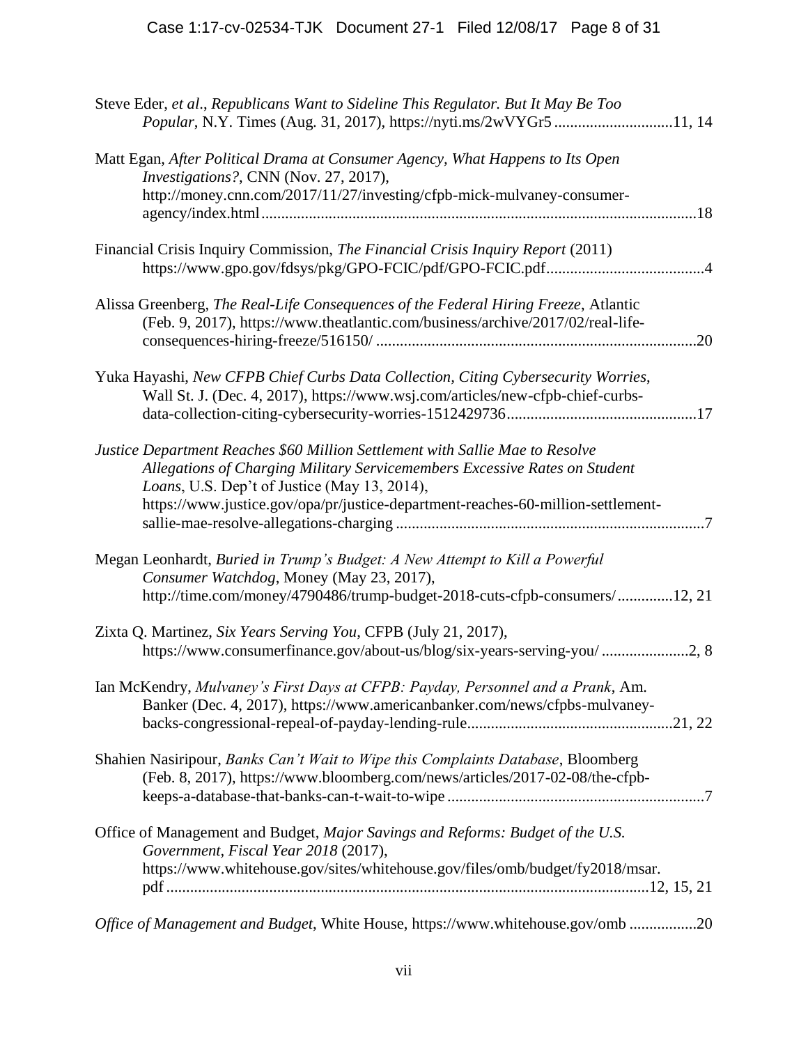Steve Eder, *et al*., *Republicans Want to Sideline This Regulator. But It May Be Too Popular*, N.Y. Times (Aug. 31, 2017), https://nyti.ms/2wVYGr5 .............................11, 14

Matt Egan, *After Political Drama at Consumer Agency, What Happens to Its Open Investigations?*, CNN (Nov. 27, 2017), http://money.cnn.com/2017/11/27/investing/cfpb-mick-mulvaney-consumer-agency/index.html.............................................................................................................18

Financial Crisis Inquiry Commission, *The Financial Crisis Inquiry Report* (2011) https://www.gpo.gov/fdsys/pkg/GPO-FCIC/pdf/GPO-FCIC.pdf.......................................4

Alissa Greenberg, *The Real-Life Consequences of the Federal Hiring Freeze*, Atlantic (Feb. 9, 2017), https://www.theatlantic.com/business/archive/2017/02/real-life-consequences-hiring-freeze/516150/ .................................................................................20

Yuka Hayashi, *New CFPB Chief Curbs Data Collection, Citing Cybersecurity Worries*, Wall St. J. (Dec. 4, 2017), https://www.wsj.com/articles/new-cfpb-chief-curbs-data-collection-citing-cybersecurity-worries-1512429736...............................................17

*Justice Department Reaches $60 Million Settlement with Sallie Mae to Resolve Allegations of Charging Military Servicemembers Excessive Rates on Student Loans*, U.S. Dep't of Justice (May 13, 2014), https://www.justice.gov/opa/pr/justice-department-reaches-60-million-settlement-sallie-mae-resolve-allegations-charging ..............................................................................7

Megan Leonhardt, *Buried in Trump's Budget: A New Attempt to Kill a Powerful Consumer Watchdog*, Money (May 23, 2017), http://time.com/money/4790486/trump-budget-2018-cuts-cfpb-consumers/..............12, 21

Zixta Q. Martinez, *Six Years Serving You*, CFPB (July 21, 2017), https://www.consumerfinance.gov/about-us/blog/six-years-serving-you/ ......................2, 8

Ian McKendry, *Mulvaney's First Days at CFPB: Payday, Personnel and a Prank*, Am. Banker (Dec. 4, 2017), https://www.americanbanker.com/news/cfpbs-mulvaney-backs-congressional-repeal-of-payday-lending-rule...................................................21, 22

Shahien Nasiripour, *Banks Can't Wait to Wipe this Complaints Database*, Bloomberg (Feb. 8, 2017), https://www.bloomberg.com/news/articles/2017-02-08/the-cfpb-keeps-a-database-that-banks-can-t-wait-to-wipe .................................................................7

Office of Management and Budget, *Major Savings and Reforms: Budget of the U.S. Government, Fiscal Year 2018* (2017), https://www.whitehouse.gov/sites/whitehouse.gov/files/omb/budget/fy2018/msar.pdf.........................................................................................................................12, 15, 21

*Office of Management and Budget*, White House, https://www.whitehouse.gov/omb .................20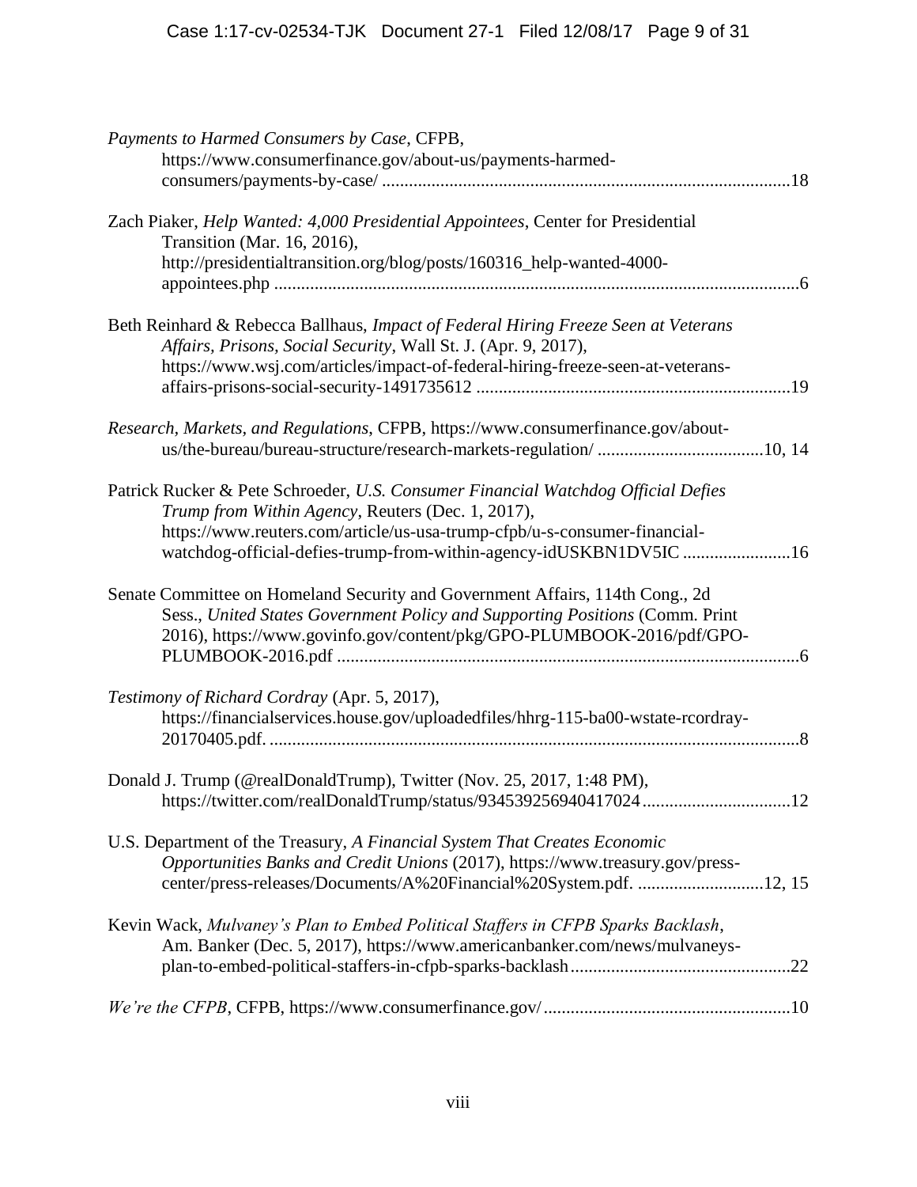*Payments to Harmed Consumers by Case*, CFPB, https://www.consumerfinance.gov/about-us/payments-harmed-consumers/payments-by-case/ ..........................................................................................18

Zach Piaker, *Help Wanted: 4,000 Presidential Appointees*, Center for Presidential Transition (Mar. 16, 2016), http://presidentialtransition.org/blog/posts/160316_help-wanted-4000-appointees.php ....................................................................................................................6

Beth Reinhard & Rebecca Ballhaus, *Impact of Federal Hiring Freeze Seen at Veterans Affairs, Prisons, Social Security*, Wall St. J. (Apr. 9, 2017), https://www.wsj.com/articles/impact-of-federal-hiring-freeze-seen-at-veterans-affairs-prisons-social-security-1491735612 .....................................................................19

*Research, Markets, and Regulations*, CFPB, https://www.consumerfinance.gov/about-us/the-bureau/bureau-structure/research-markets-regulation/ .....................................10, 14

Patrick Rucker & Pete Schroeder, *U.S. Consumer Financial Watchdog Official Defies Trump from Within Agency*, Reuters (Dec. 1, 2017), https://www.reuters.com/article/us-usa-trump-cfpb/u-s-consumer-financial-watchdog-official-defies-trump-from-within-agency-idUSKBN1DV5IC .......................16

Senate Committee on Homeland Security and Government Affairs, 114th Cong., 2d Sess., *United States Government Policy and Supporting Positions* (Comm. Print 2016), https://www.govinfo.gov/content/pkg/GPO-PLUMBOOK-2016/pdf/GPO-PLUMBOOK-2016.pdf .....................................................................................................6

*Testimony of Richard Cordray* (Apr. 5, 2017), https://financialservices.house.gov/uploadedfiles/hhrg-115-ba00-wstate-rcordray-20170405.pdf. ....................................................................................................................8

Donald J. Trump (@realDonaldTrump), Twitter (Nov. 25, 2017, 1:48 PM), https://twitter.com/realDonaldTrump/status/934539256940417024.................................12

U.S. Department of the Treasury, *A Financial System That Creates Economic Opportunities Banks and Credit Unions* (2017), https://www.treasury.gov/press-center/press-releases/Documents/A%20Financial%20System.pdf. ...........................12, 15

Kevin Wack, *Mulvaney's Plan to Embed Political Staffers in CFPB Sparks Backlash*, Am. Banker (Dec. 5, 2017), https://www.americanbanker.com/news/mulvaneys-plan-to-embed-political-staffers-in-cfpb-sparks-backlash................................................22

*We're the CFPB*, CFPB, https://www.consumerfinance.gov/......................................................10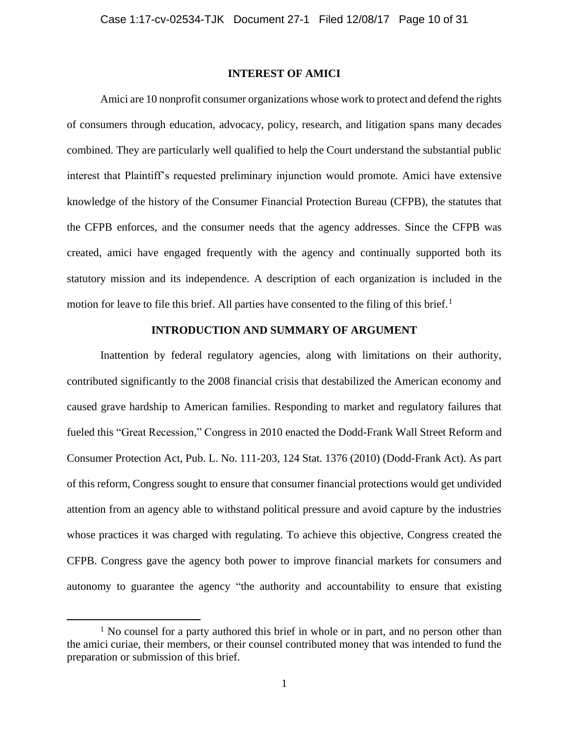## INTEREST OF AMICI

Amici are 10 nonprofit consumer organizations whose work to protect and defend the rights of consumers through education, advocacy, policy, research, and litigation spans many decades combined. They are particularly well qualified to help the Court understand the substantial public interest that Plaintiff's requested preliminary injunction would promote. Amici have extensive knowledge of the history of the Consumer Financial Protection Bureau (CFPB), the statutes that the CFPB enforces, and the consumer needs that the agency addresses. Since the CFPB was created, amici have engaged frequently with the agency and continually supported both its statutory mission and its independence. A description of each organization is included in the motion for leave to file this brief. All parties have consented to the filing of this brief.[1]

## INTRODUCTION AND SUMMARY OF ARGUMENT

Inattention by federal regulatory agencies, along with limitations on their authority, contributed significantly to the 2008 financial crisis that destabilized the American economy and caused grave hardship to American families. Responding to market and regulatory failures that fueled this "Great Recession," Congress in 2010 enacted the Dodd-Frank Wall Street Reform and Consumer Protection Act, Pub. L. No. 111-203, 124 Stat. 1376 (2010) (Dodd-Frank Act). As part of this reform, Congress sought to ensure that consumer financial protections would get undivided attention from an agency able to withstand political pressure and avoid capture by the industries whose practices it was charged with regulating. To achieve this objective, Congress created the CFPB. Congress gave the agency both power to improve financial markets for consumers and autonomy to guarantee the agency "the authority and accountability to ensure that existing

[1] No counsel for a party authored this brief in whole or in part, and no person other than the amici curiae, their members, or their counsel contributed money that was intended to fund the preparation or submission of this brief.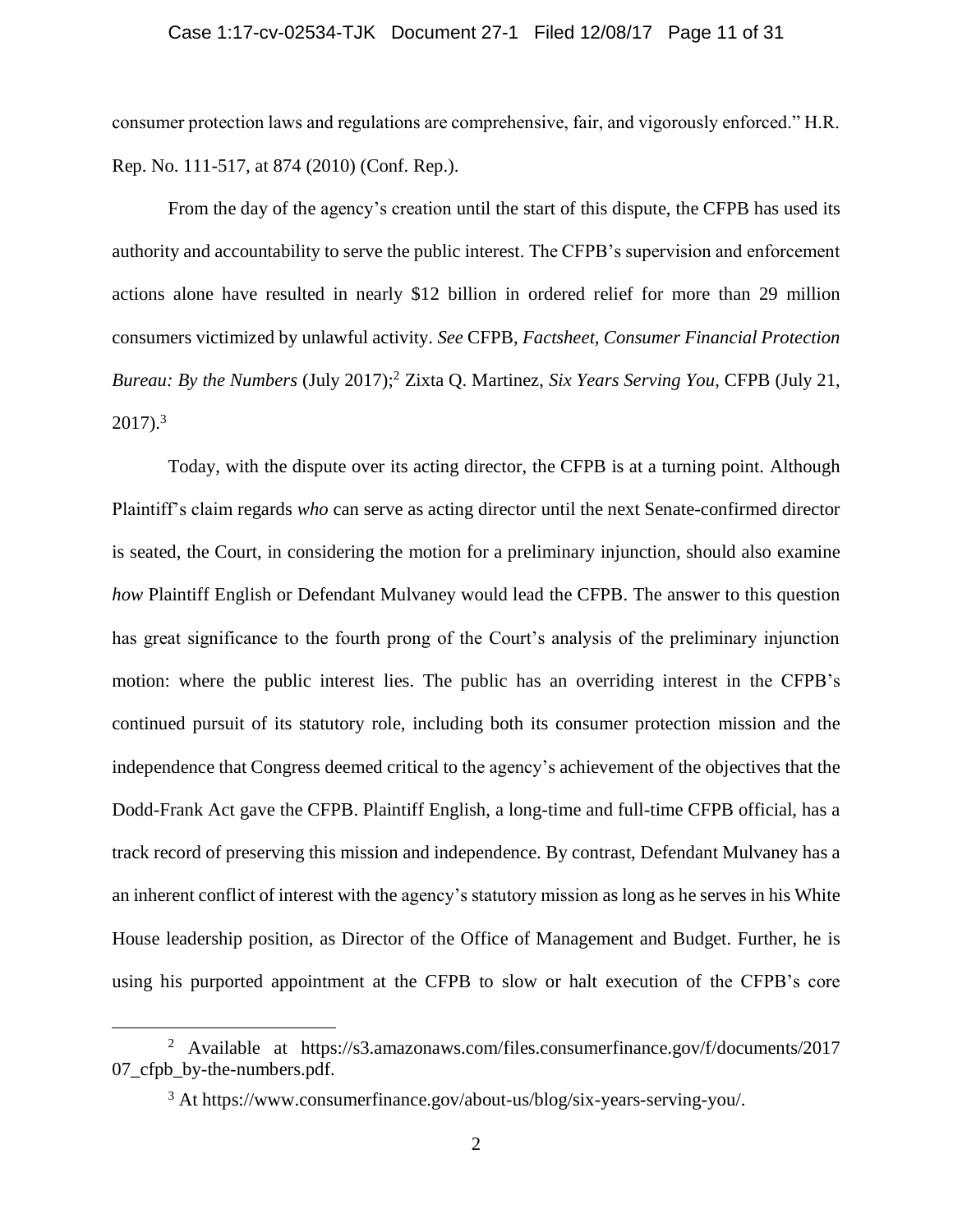consumer protection laws and regulations are comprehensive, fair, and vigorously enforced." H.R. Rep. No. 111-517, at 874 (2010) (Conf. Rep.).

From the day of the agency's creation until the start of this dispute, the CFPB has used its authority and accountability to serve the public interest. The CFPB's supervision and enforcement actions alone have resulted in nearly $12 billion in ordered relief for more than 29 million consumers victimized by unlawful activity. *See* CFPB, *Factsheet, Consumer Financial Protection Bureau: By the Numbers* (July 2017);[2] Zixta Q. Martinez, *Six Years Serving You*, CFPB (July 21, 2017).[3]

Today, with the dispute over its acting director, the CFPB is at a turning point. Although Plaintiff's claim regards *who* can serve as acting director until the next Senate-confirmed director is seated, the Court, in considering the motion for a preliminary injunction, should also examine *how* Plaintiff English or Defendant Mulvaney would lead the CFPB. The answer to this question has great significance to the fourth prong of the Court's analysis of the preliminary injunction motion: where the public interest lies. The public has an overriding interest in the CFPB's continued pursuit of its statutory role, including both its consumer protection mission and the independence that Congress deemed critical to the agency's achievement of the objectives that the Dodd-Frank Act gave the CFPB. Plaintiff English, a long-time and full-time CFPB official, has a track record of preserving this mission and independence. By contrast, Defendant Mulvaney has a an inherent conflict of interest with the agency's statutory mission as long as he serves in his White House leadership position, as Director of the Office of Management and Budget. Further, he is using his purported appointment at the CFPB to slow or halt execution of the CFPB's core

---

[2] Available at https://s3.amazonaws.com/files.consumerfinance.gov/f/documents/201707_cfpb_by-the-numbers.pdf.

[3] At https://www.consumerfinance.gov/about-us/blog/six-years-serving-you/.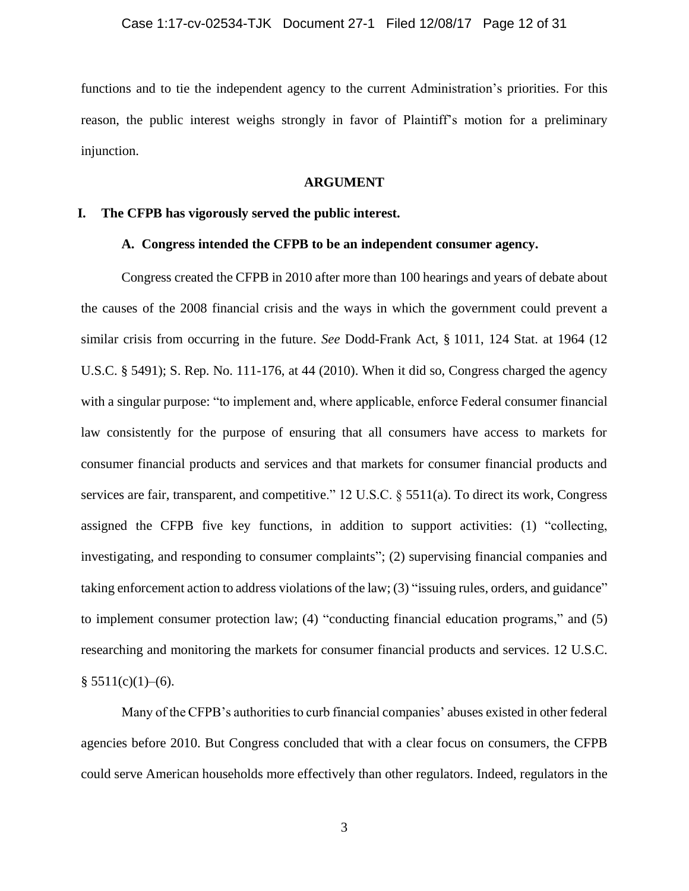functions and to tie the independent agency to the current Administration's priorities. For this reason, the public interest weighs strongly in favor of Plaintiff's motion for a preliminary injunction.

## ARGUMENT

### I. The CFPB has vigorously served the public interest.

#### A. Congress intended the CFPB to be an independent consumer agency.

Congress created the CFPB in 2010 after more than 100 hearings and years of debate about the causes of the 2008 financial crisis and the ways in which the government could prevent a similar crisis from occurring in the future. *See* Dodd-Frank Act, § 1011, 124 Stat. at 1964 (12 U.S.C. § 5491); S. Rep. No. 111-176, at 44 (2010). When it did so, Congress charged the agency with a singular purpose: "to implement and, where applicable, enforce Federal consumer financial law consistently for the purpose of ensuring that all consumers have access to markets for consumer financial products and services and that markets for consumer financial products and services are fair, transparent, and competitive." 12 U.S.C. § 5511(a). To direct its work, Congress assigned the CFPB five key functions, in addition to support activities: (1) "collecting, investigating, and responding to consumer complaints"; (2) supervising financial companies and taking enforcement action to address violations of the law; (3) "issuing rules, orders, and guidance" to implement consumer protection law; (4) "conducting financial education programs," and (5) researching and monitoring the markets for consumer financial products and services. 12 U.S.C. § 5511(c)(1)–(6).

Many of the CFPB's authorities to curb financial companies' abuses existed in other federal agencies before 2010. But Congress concluded that with a clear focus on consumers, the CFPB could serve American households more effectively than other regulators. Indeed, regulators in the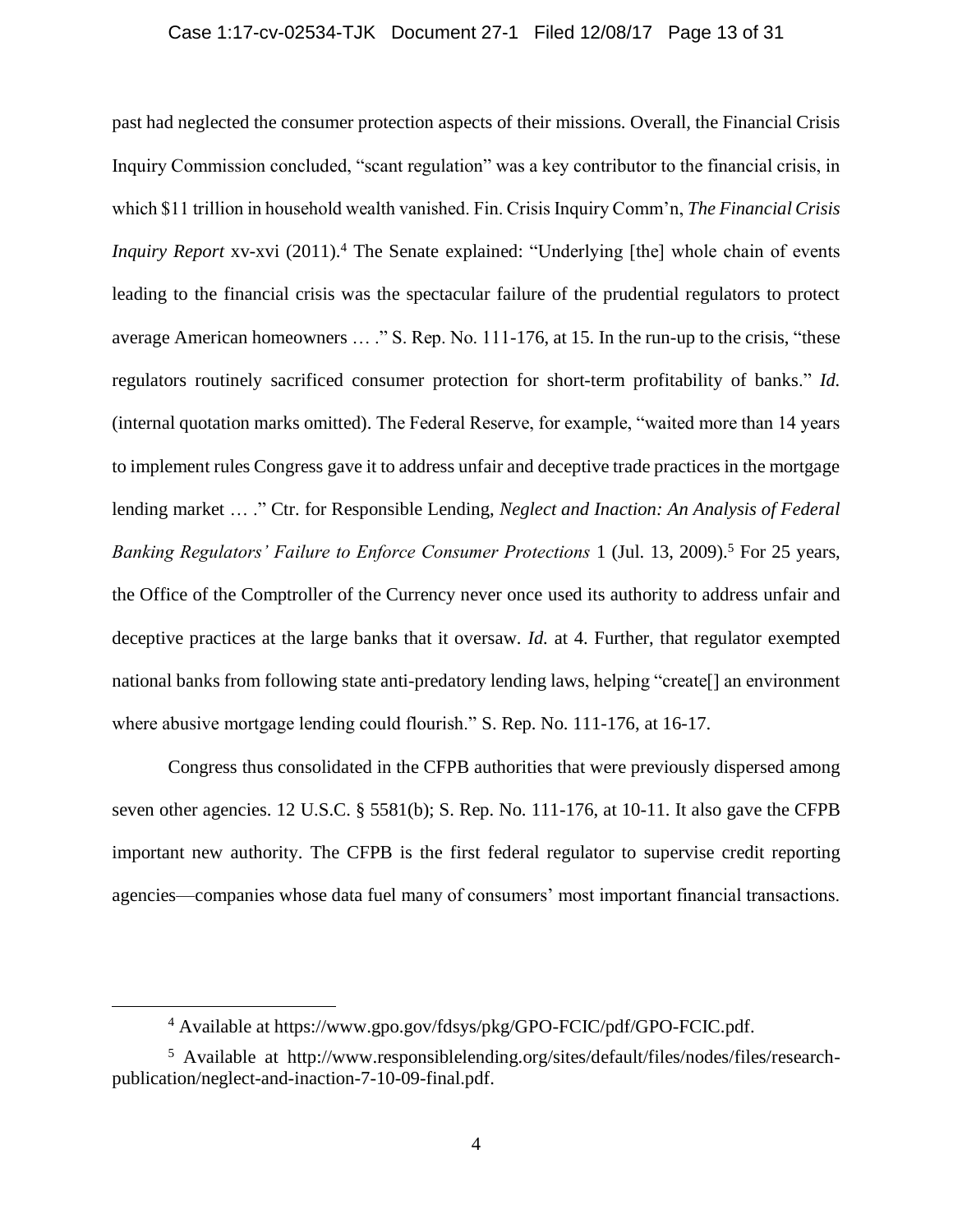past had neglected the consumer protection aspects of their missions. Overall, the Financial Crisis Inquiry Commission concluded, "scant regulation" was a key contributor to the financial crisis, in which $11 trillion in household wealth vanished. Fin. Crisis Inquiry Comm'n, *The Financial Crisis Inquiry Report* xv-xvi (2011).[4] The Senate explained: "Underlying [the] whole chain of events leading to the financial crisis was the spectacular failure of the prudential regulators to protect average American homeowners … ." S. Rep. No. 111-176, at 15. In the run-up to the crisis, "these regulators routinely sacrificed consumer protection for short-term profitability of banks." *Id.* (internal quotation marks omitted). The Federal Reserve, for example, "waited more than 14 years to implement rules Congress gave it to address unfair and deceptive trade practices in the mortgage lending market … ." Ctr. for Responsible Lending, *Neglect and Inaction: An Analysis of Federal Banking Regulators' Failure to Enforce Consumer Protections* 1 (Jul. 13, 2009).[5] For 25 years, the Office of the Comptroller of the Currency never once used its authority to address unfair and deceptive practices at the large banks that it oversaw. *Id.* at 4. Further, that regulator exempted national banks from following state anti-predatory lending laws, helping "create[] an environment where abusive mortgage lending could flourish." S. Rep. No. 111-176, at 16-17.

Congress thus consolidated in the CFPB authorities that were previously dispersed among seven other agencies. 12 U.S.C. § 5581(b); S. Rep. No. 111-176, at 10-11. It also gave the CFPB important new authority. The CFPB is the first federal regulator to supervise credit reporting agencies—companies whose data fuel many of consumers' most important financial transactions.

---

[4] Available at https://www.gpo.gov/fdsys/pkg/GPO-FCIC/pdf/GPO-FCIC.pdf.

[5] Available at http://www.responsiblelending.org/sites/default/files/nodes/files/research-publication/neglect-and-inaction-7-10-09-final.pdf.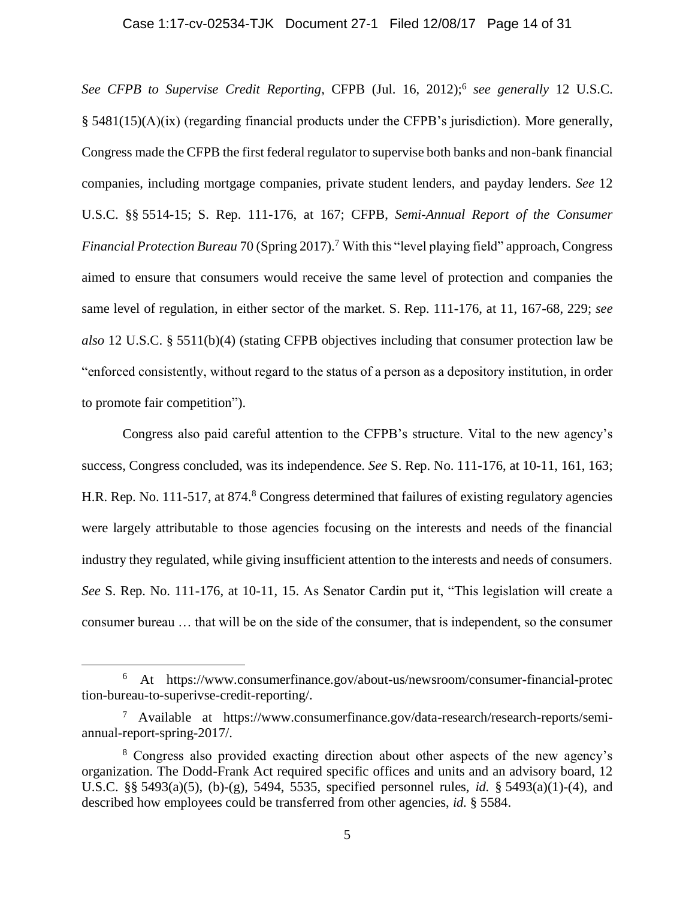*See CFPB to Supervise Credit Reporting*, CFPB (Jul. 16, 2012);[6] *see generally* 12 U.S.C. § 5481(15)(A)(ix) (regarding financial products under the CFPB's jurisdiction). More generally, Congress made the CFPB the first federal regulator to supervise both banks and non-bank financial companies, including mortgage companies, private student lenders, and payday lenders. *See* 12 U.S.C. §§ 5514-15; S. Rep. 111-176, at 167; CFPB, *Semi-Annual Report of the Consumer Financial Protection Bureau* 70 (Spring 2017).[7] With this "level playing field" approach, Congress aimed to ensure that consumers would receive the same level of protection and companies the same level of regulation, in either sector of the market. S. Rep. 111-176, at 11, 167-68, 229; *see also* 12 U.S.C. § 5511(b)(4) (stating CFPB objectives including that consumer protection law be "enforced consistently, without regard to the status of a person as a depository institution, in order to promote fair competition").

Congress also paid careful attention to the CFPB's structure. Vital to the new agency's success, Congress concluded, was its independence. *See* S. Rep. No. 111-176, at 10-11, 161, 163; H.R. Rep. No. 111-517, at 874.[8] Congress determined that failures of existing regulatory agencies were largely attributable to those agencies focusing on the interests and needs of the financial industry they regulated, while giving insufficient attention to the interests and needs of consumers. *See* S. Rep. No. 111-176, at 10-11, 15. As Senator Cardin put it, "This legislation will create a consumer bureau … that will be on the side of the consumer, that is independent, so the consumer

---

[6] At https://www.consumerfinance.gov/about-us/newsroom/consumer-financial-protection-bureau-to-superivse-credit-reporting/.

[7] Available at https://www.consumerfinance.gov/data-research/research-reports/semi-annual-report-spring-2017/.

[8] Congress also provided exacting direction about other aspects of the new agency's organization. The Dodd-Frank Act required specific offices and units and an advisory board, 12 U.S.C. §§ 5493(a)(5), (b)-(g), 5494, 5535, specified personnel rules, *id.* § 5493(a)(1)-(4), and described how employees could be transferred from other agencies, *id.* § 5584.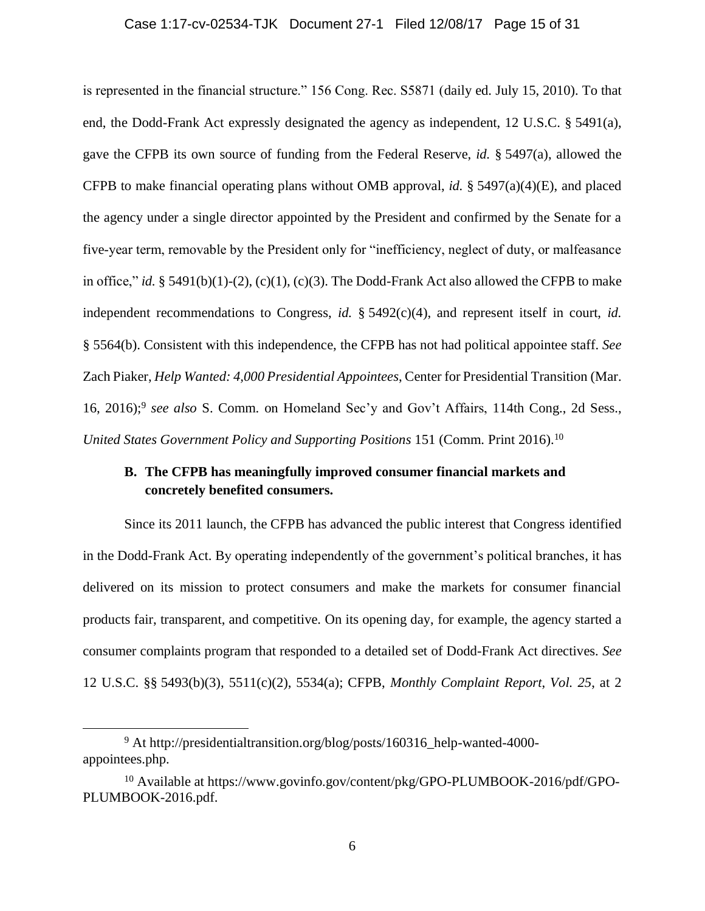is represented in the financial structure." 156 Cong. Rec. S5871 (daily ed. July 15, 2010). To that end, the Dodd-Frank Act expressly designated the agency as independent, 12 U.S.C. § 5491(a), gave the CFPB its own source of funding from the Federal Reserve, *id.* § 5497(a), allowed the CFPB to make financial operating plans without OMB approval, *id.* § 5497(a)(4)(E), and placed the agency under a single director appointed by the President and confirmed by the Senate for a five-year term, removable by the President only for "inefficiency, neglect of duty, or malfeasance in office," *id.* § 5491(b)(1)-(2), (c)(1), (c)(3). The Dodd-Frank Act also allowed the CFPB to make independent recommendations to Congress, *id.* § 5492(c)(4), and represent itself in court, *id.* § 5564(b). Consistent with this independence, the CFPB has not had political appointee staff. *See* Zach Piaker, *Help Wanted: 4,000 Presidential Appointees*, Center for Presidential Transition (Mar. 16, 2016);[9] *see also* S. Comm. on Homeland Sec'y and Gov't Affairs, 114th Cong., 2d Sess., *United States Government Policy and Supporting Positions* 151 (Comm. Print 2016).[10]

**B. The CFPB has meaningfully improved consumer financial markets and concretely benefited consumers.**

Since its 2011 launch, the CFPB has advanced the public interest that Congress identified in the Dodd-Frank Act. By operating independently of the government's political branches, it has delivered on its mission to protect consumers and make the markets for consumer financial products fair, transparent, and competitive. On its opening day, for example, the agency started a consumer complaints program that responded to a detailed set of Dodd-Frank Act directives. *See* 12 U.S.C. §§ 5493(b)(3), 5511(c)(2), 5534(a); CFPB, *Monthly Complaint Report, Vol. 25*, at 2

---

[9] At http://presidentialtransition.org/blog/posts/160316_help-wanted-4000-appointees.php.

[10] Available at https://www.govinfo.gov/content/pkg/GPO-PLUMBOOK-2016/pdf/GPO-PLUMBOOK-2016.pdf.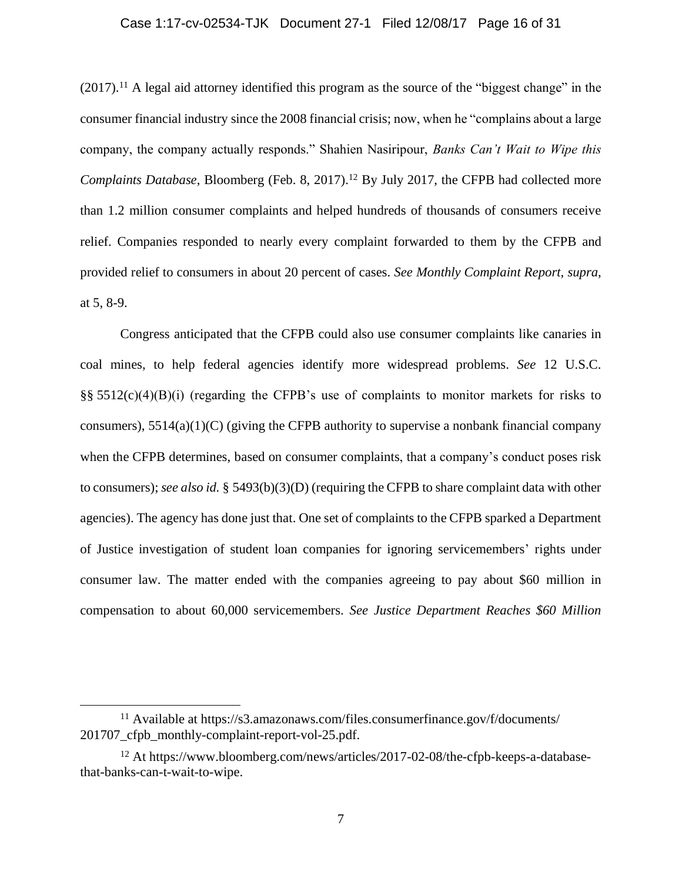(2017).[11] A legal aid attorney identified this program as the source of the "biggest change" in the consumer financial industry since the 2008 financial crisis; now, when he "complains about a large company, the company actually responds." Shahien Nasiripour, *Banks Can't Wait to Wipe this Complaints Database*, Bloomberg (Feb. 8, 2017).[12] By July 2017, the CFPB had collected more than 1.2 million consumer complaints and helped hundreds of thousands of consumers receive relief. Companies responded to nearly every complaint forwarded to them by the CFPB and provided relief to consumers in about 20 percent of cases. *See Monthly Complaint Report*, *supra*, at 5, 8-9.

Congress anticipated that the CFPB could also use consumer complaints like canaries in coal mines, to help federal agencies identify more widespread problems. *See* 12 U.S.C. §§ 5512(c)(4)(B)(i) (regarding the CFPB's use of complaints to monitor markets for risks to consumers), 5514(a)(1)(C) (giving the CFPB authority to supervise a nonbank financial company when the CFPB determines, based on consumer complaints, that a company's conduct poses risk to consumers); *see also id.* § 5493(b)(3)(D) (requiring the CFPB to share complaint data with other agencies). The agency has done just that. One set of complaints to the CFPB sparked a Department of Justice investigation of student loan companies for ignoring servicemembers' rights under consumer law. The matter ended with the companies agreeing to pay about $60 million in compensation to about 60,000 servicemembers. *See Justice Department Reaches $60 Million*

---

[11] Available at https://s3.amazonaws.com/files.consumerfinance.gov/f/documents/201707_cfpb_monthly-complaint-report-vol-25.pdf.

[12] At https://www.bloomberg.com/news/articles/2017-02-08/the-cfpb-keeps-a-database-that-banks-can-t-wait-to-wipe.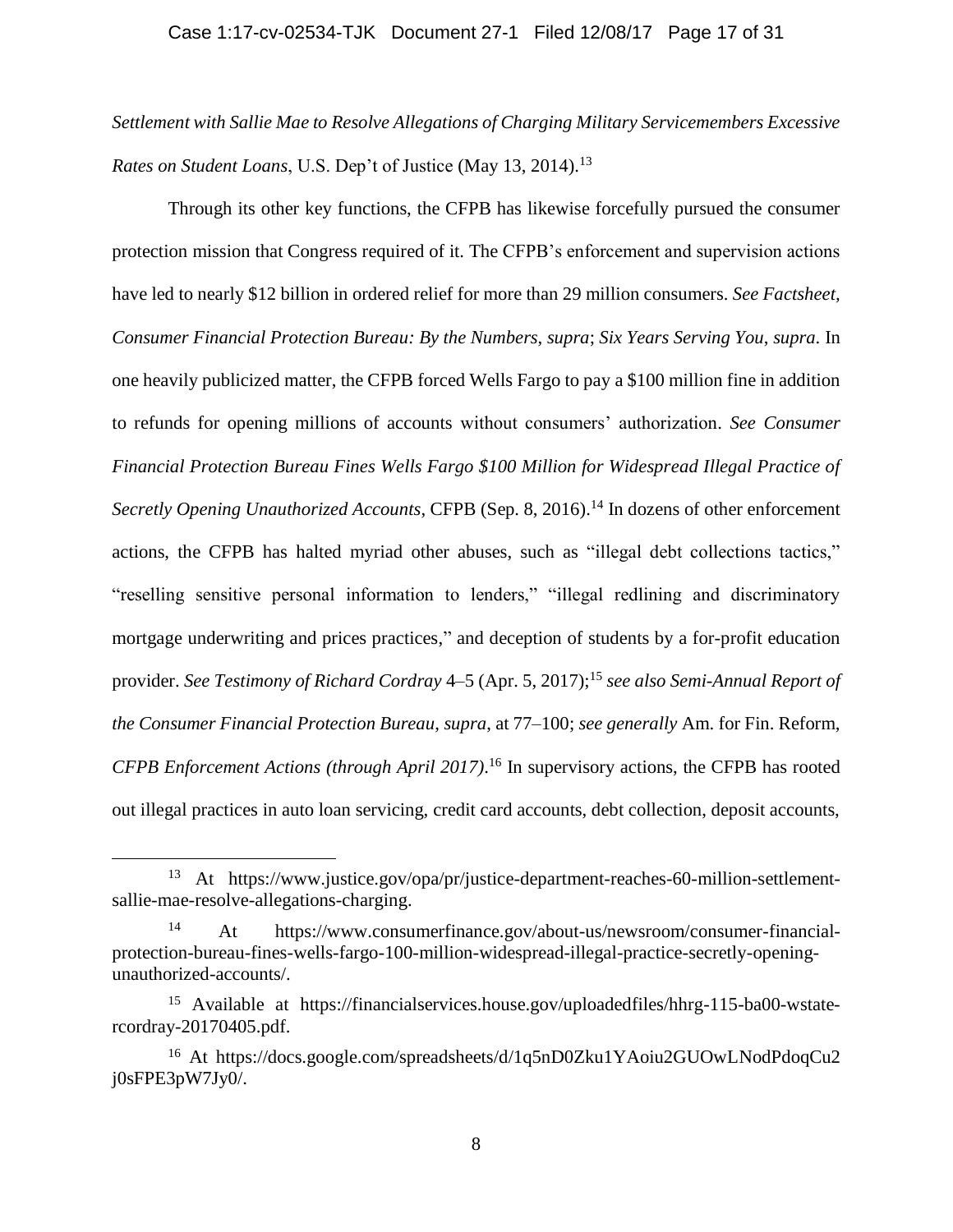*Settlement with Sallie Mae to Resolve Allegations of Charging Military Servicemembers Excessive Rates on Student Loans*, U.S. Dep't of Justice (May 13, 2014).[13]

Through its other key functions, the CFPB has likewise forcefully pursued the consumer protection mission that Congress required of it. The CFPB's enforcement and supervision actions have led to nearly $12 billion in ordered relief for more than 29 million consumers. *See Factsheet, Consumer Financial Protection Bureau: By the Numbers*, *supra*; *Six Years Serving You*, *supra*. In one heavily publicized matter, the CFPB forced Wells Fargo to pay a $100 million fine in addition to refunds for opening millions of accounts without consumers' authorization. *See Consumer Financial Protection Bureau Fines Wells Fargo $100 Million for Widespread Illegal Practice of Secretly Opening Unauthorized Accounts*, CFPB (Sep. 8, 2016).[14] In dozens of other enforcement actions, the CFPB has halted myriad other abuses, such as "illegal debt collections tactics," "reselling sensitive personal information to lenders," "illegal redlining and discriminatory mortgage underwriting and prices practices," and deception of students by a for-profit education provider. *See Testimony of Richard Cordray* 4–5 (Apr. 5, 2017);[15] *see also Semi-Annual Report of the Consumer Financial Protection Bureau*, *supra*, at 77–100; *see generally* Am. for Fin. Reform, *CFPB Enforcement Actions (through April 2017)*.[16] In supervisory actions, the CFPB has rooted out illegal practices in auto loan servicing, credit card accounts, debt collection, deposit accounts,

---

[13] At https://www.justice.gov/opa/pr/justice-department-reaches-60-million-settlement-sallie-mae-resolve-allegations-charging.

[14] At https://www.consumerfinance.gov/about-us/newsroom/consumer-financial-protection-bureau-fines-wells-fargo-100-million-widespread-illegal-practice-secretly-opening-unauthorized-accounts/.

[15] Available at https://financialservices.house.gov/uploadedfiles/hhrg-115-ba00-wstate-rcordray-20170405.pdf.

[16] At https://docs.google.com/spreadsheets/d/1q5nD0Zku1YAoiu2GUOwLNodPdoqCu2j0sFPE3pW7Jy0/.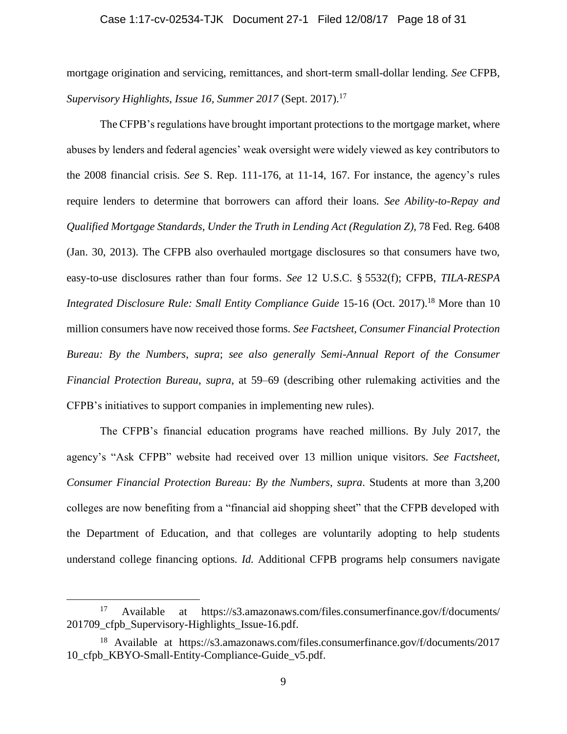mortgage origination and servicing, remittances, and short-term small-dollar lending. *See* CFPB, *Supervisory Highlights*, *Issue 16, Summer 2017* (Sept. 2017).[17]

The CFPB's regulations have brought important protections to the mortgage market, where abuses by lenders and federal agencies' weak oversight were widely viewed as key contributors to the 2008 financial crisis. *See* S. Rep. 111-176, at 11-14, 167. For instance, the agency's rules require lenders to determine that borrowers can afford their loans. *See Ability-to-Repay and Qualified Mortgage Standards*, *Under the Truth in Lending Act (Regulation Z)*, 78 Fed. Reg. 6408 (Jan. 30, 2013). The CFPB also overhauled mortgage disclosures so that consumers have two, easy-to-use disclosures rather than four forms. *See* 12 U.S.C. § 5532(f); CFPB, *TILA-RESPA Integrated Disclosure Rule: Small Entity Compliance Guide* 15-16 (Oct. 2017).[18] More than 10 million consumers have now received those forms. *See Factsheet, Consumer Financial Protection Bureau: By the Numbers*, *supra*; *see also generally Semi-Annual Report of the Consumer Financial Protection Bureau*, *supra*, at 59–69 (describing other rulemaking activities and the CFPB's initiatives to support companies in implementing new rules).

The CFPB's financial education programs have reached millions. By July 2017, the agency's "Ask CFPB" website had received over 13 million unique visitors. *See Factsheet, Consumer Financial Protection Bureau: By the Numbers*, *supra*. Students at more than 3,200 colleges are now benefiting from a "financial aid shopping sheet" that the CFPB developed with the Department of Education, and that colleges are voluntarily adopting to help students understand college financing options. *Id.* Additional CFPB programs help consumers navigate

---

[17] Available at https://s3.amazonaws.com/files.consumerfinance.gov/f/documents/201709_cfpb_Supervisory-Highlights_Issue-16.pdf.

[18] Available at https://s3.amazonaws.com/files.consumerfinance.gov/f/documents/201710_cfpb_KBYO-Small-Entity-Compliance-Guide_v5.pdf.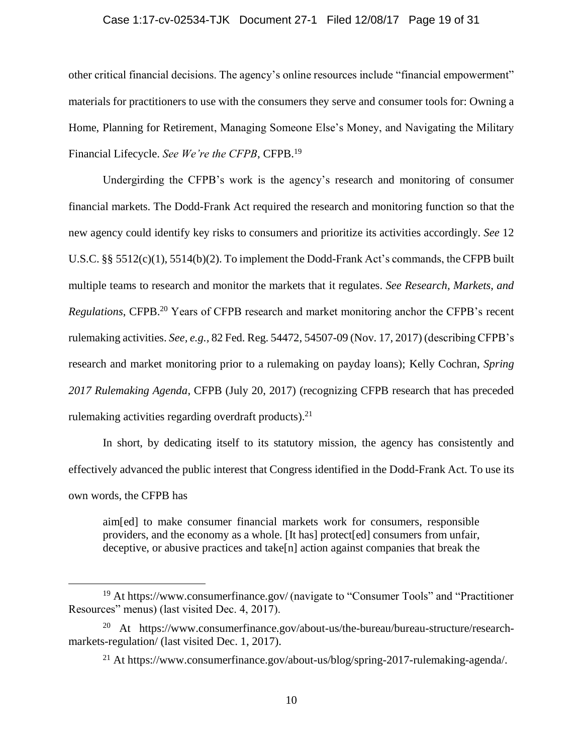other critical financial decisions. The agency's online resources include "financial empowerment" materials for practitioners to use with the consumers they serve and consumer tools for: Owning a Home, Planning for Retirement, Managing Someone Else's Money, and Navigating the Military Financial Lifecycle. *See We're the CFPB*, CFPB.[19]

Undergirding the CFPB's work is the agency's research and monitoring of consumer financial markets. The Dodd-Frank Act required the research and monitoring function so that the new agency could identify key risks to consumers and prioritize its activities accordingly. *See* 12 U.S.C. §§ 5512(c)(1), 5514(b)(2). To implement the Dodd-Frank Act's commands, the CFPB built multiple teams to research and monitor the markets that it regulates. *See Research, Markets, and Regulations*, CFPB.[20] Years of CFPB research and market monitoring anchor the CFPB's recent rulemaking activities. *See, e.g.*, 82 Fed. Reg. 54472, 54507-09 (Nov. 17, 2017) (describing CFPB's research and market monitoring prior to a rulemaking on payday loans); Kelly Cochran, *Spring 2017 Rulemaking Agenda*, CFPB (July 20, 2017) (recognizing CFPB research that has preceded rulemaking activities regarding overdraft products).[21]

In short, by dedicating itself to its statutory mission, the agency has consistently and effectively advanced the public interest that Congress identified in the Dodd-Frank Act. To use its own words, the CFPB has

> aim[ed] to make consumer financial markets work for consumers, responsible providers, and the economy as a whole. [It has] protect[ed] consumers from unfair, deceptive, or abusive practices and take[n] action against companies that break the

---

[19] At https://www.consumerfinance.gov/ (navigate to "Consumer Tools" and "Practitioner Resources" menus) (last visited Dec. 4, 2017).

[20] At https://www.consumerfinance.gov/about-us/the-bureau/bureau-structure/research-markets-regulation/ (last visited Dec. 1, 2017).

[21] At https://www.consumerfinance.gov/about-us/blog/spring-2017-rulemaking-agenda/.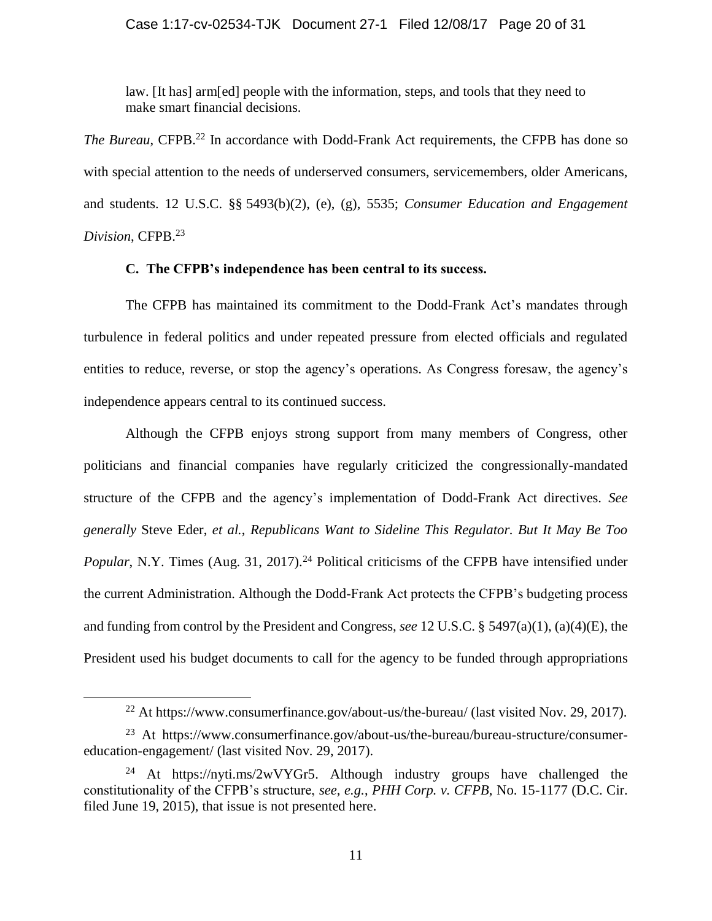> law. [It has] arm[ed] people with the information, steps, and tools that they need to make smart financial decisions.

*The Bureau*, CFPB.[22] In accordance with Dodd-Frank Act requirements, the CFPB has done so with special attention to the needs of underserved consumers, servicemembers, older Americans, and students. 12 U.S.C. §§ 5493(b)(2), (e), (g), 5535; *Consumer Education and Engagement Division*, CFPB.[23]

### C. The CFPB's independence has been central to its success.

The CFPB has maintained its commitment to the Dodd-Frank Act's mandates through turbulence in federal politics and under repeated pressure from elected officials and regulated entities to reduce, reverse, or stop the agency's operations. As Congress foresaw, the agency's independence appears central to its continued success.

Although the CFPB enjoys strong support from many members of Congress, other politicians and financial companies have regularly criticized the congressionally-mandated structure of the CFPB and the agency's implementation of Dodd-Frank Act directives. *See generally* Steve Eder, *et al.*, *Republicans Want to Sideline This Regulator. But It May Be Too Popular*, N.Y. Times (Aug. 31, 2017).[24] Political criticisms of the CFPB have intensified under the current Administration. Although the Dodd-Frank Act protects the CFPB's budgeting process and funding from control by the President and Congress, *see* 12 U.S.C. § 5497(a)(1), (a)(4)(E), the President used his budget documents to call for the agency to be funded through appropriations

---

[22] At https://www.consumerfinance.gov/about-us/the-bureau/ (last visited Nov. 29, 2017).

[23] At https://www.consumerfinance.gov/about-us/the-bureau/bureau-structure/consumer-education-engagement/ (last visited Nov. 29, 2017).

[24] At https://nyti.ms/2wVYGr5. Although industry groups have challenged the constitutionality of the CFPB's structure, *see, e.g.*, *PHH Corp. v. CFPB*, No. 15-1177 (D.C. Cir. filed June 19, 2015), that issue is not presented here.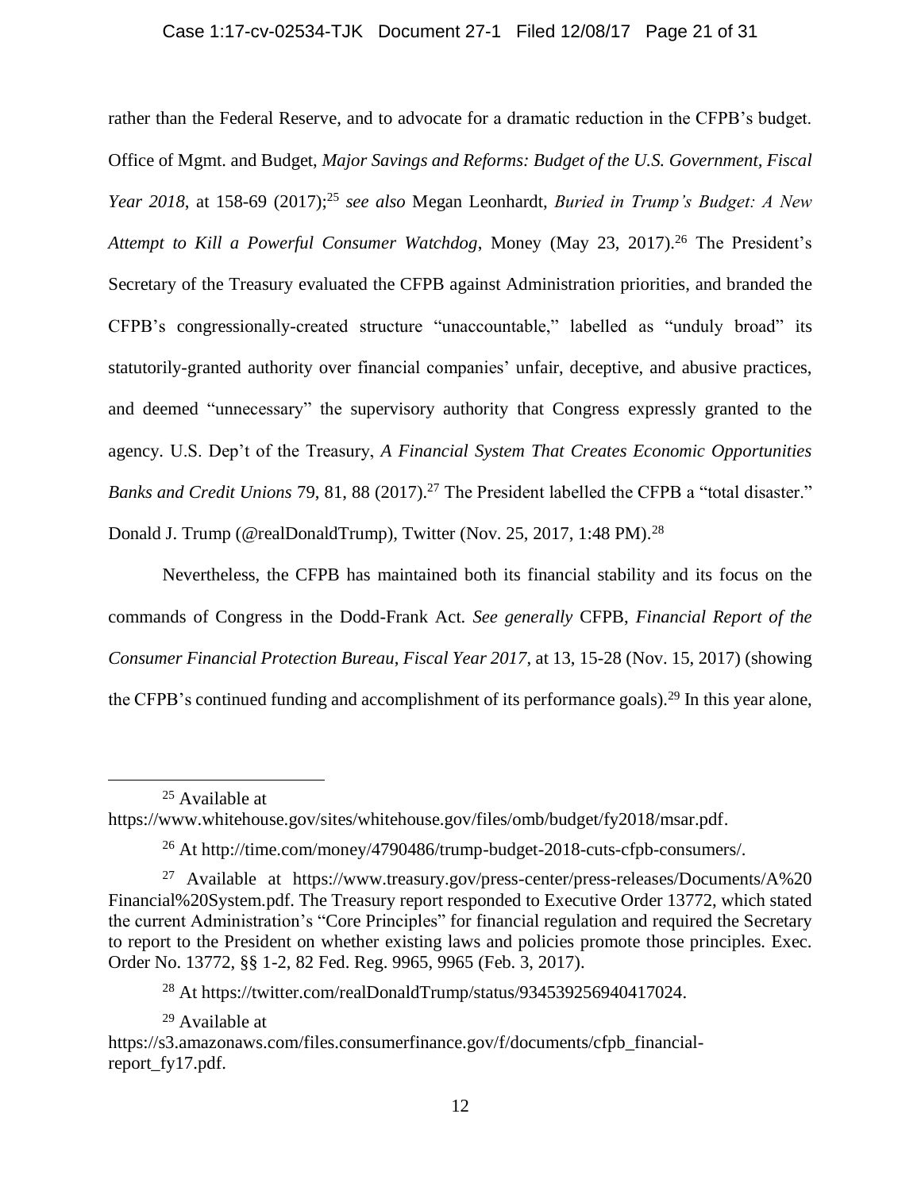rather than the Federal Reserve, and to advocate for a dramatic reduction in the CFPB's budget. Office of Mgmt. and Budget, *Major Savings and Reforms: Budget of the U.S. Government, Fiscal Year 2018*, at 158-69 (2017);[25] *see also* Megan Leonhardt, *Buried in Trump's Budget: A New Attempt to Kill a Powerful Consumer Watchdog*, Money (May 23, 2017).[26] The President's Secretary of the Treasury evaluated the CFPB against Administration priorities, and branded the CFPB's congressionally-created structure "unaccountable," labelled as "unduly broad" its statutorily-granted authority over financial companies' unfair, deceptive, and abusive practices, and deemed "unnecessary" the supervisory authority that Congress expressly granted to the agency. U.S. Dep't of the Treasury, *A Financial System That Creates Economic Opportunities Banks and Credit Unions* 79, 81, 88 (2017).[27] The President labelled the CFPB a "total disaster." Donald J. Trump (@realDonaldTrump), Twitter (Nov. 25, 2017, 1:48 PM).[28]

Nevertheless, the CFPB has maintained both its financial stability and its focus on the commands of Congress in the Dodd-Frank Act. *See generally* CFPB, *Financial Report of the Consumer Financial Protection Bureau, Fiscal Year 2017*, at 13, 15-28 (Nov. 15, 2017) (showing the CFPB's continued funding and accomplishment of its performance goals).[29] In this year alone,

---

[25] Available at https://www.whitehouse.gov/sites/whitehouse.gov/files/omb/budget/fy2018/msar.pdf.

[26] At http://time.com/money/4790486/trump-budget-2018-cuts-cfpb-consumers/.

[27] Available at https://www.treasury.gov/press-center/press-releases/Documents/A%20Financial%20System.pdf. The Treasury report responded to Executive Order 13772, which stated the current Administration's "Core Principles" for financial regulation and required the Secretary to report to the President on whether existing laws and policies promote those principles. Exec. Order No. 13772, §§ 1-2, 82 Fed. Reg. 9965, 9965 (Feb. 3, 2017).

[28] At https://twitter.com/realDonaldTrump/status/934539256940417024.

[29] Available at https://s3.amazonaws.com/files.consumerfinance.gov/f/documents/cfpb_financial-report_fy17.pdf.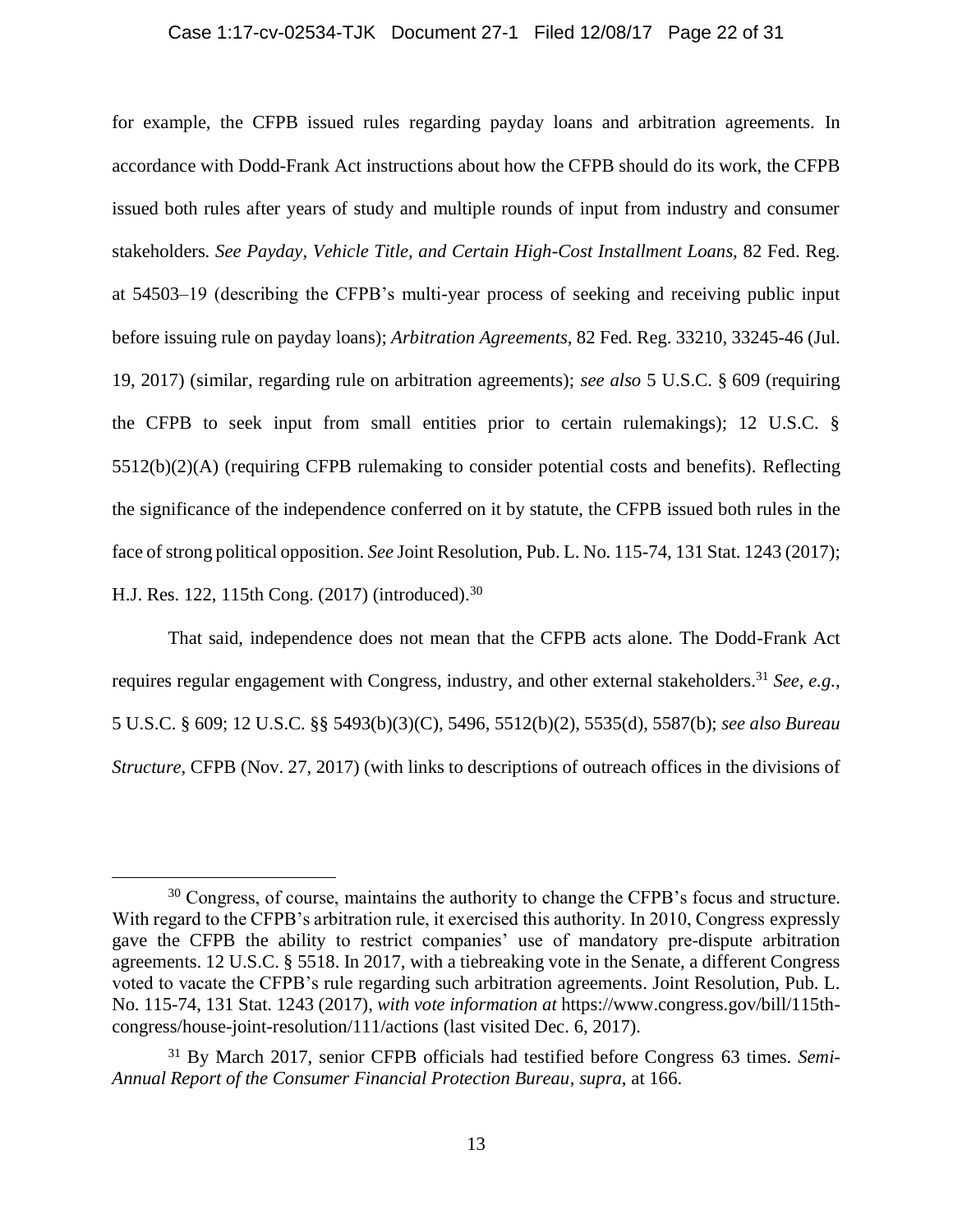for example, the CFPB issued rules regarding payday loans and arbitration agreements. In accordance with Dodd-Frank Act instructions about how the CFPB should do its work, the CFPB issued both rules after years of study and multiple rounds of input from industry and consumer stakeholders. *See Payday, Vehicle Title, and Certain High-Cost Installment Loans*, 82 Fed. Reg. at 54503–19 (describing the CFPB's multi-year process of seeking and receiving public input before issuing rule on payday loans); *Arbitration Agreements*, 82 Fed. Reg. 33210, 33245-46 (Jul. 19, 2017) (similar, regarding rule on arbitration agreements); *see also* 5 U.S.C. § 609 (requiring the CFPB to seek input from small entities prior to certain rulemakings); 12 U.S.C. § 5512(b)(2)(A) (requiring CFPB rulemaking to consider potential costs and benefits). Reflecting the significance of the independence conferred on it by statute, the CFPB issued both rules in the face of strong political opposition. *See* Joint Resolution, Pub. L. No. 115-74, 131 Stat. 1243 (2017); H.J. Res. 122, 115th Cong. (2017) (introduced).[30]

That said, independence does not mean that the CFPB acts alone. The Dodd-Frank Act requires regular engagement with Congress, industry, and other external stakeholders.[31] *See, e.g.*, 5 U.S.C. § 609; 12 U.S.C. §§ 5493(b)(3)(C), 5496, 5512(b)(2), 5535(d), 5587(b); *see also Bureau Structure*, CFPB (Nov. 27, 2017) (with links to descriptions of outreach offices in the divisions of

---

[30] Congress, of course, maintains the authority to change the CFPB's focus and structure. With regard to the CFPB's arbitration rule, it exercised this authority. In 2010, Congress expressly gave the CFPB the ability to restrict companies' use of mandatory pre-dispute arbitration agreements. 12 U.S.C. § 5518. In 2017, with a tiebreaking vote in the Senate, a different Congress voted to vacate the CFPB's rule regarding such arbitration agreements. Joint Resolution, Pub. L. No. 115-74, 131 Stat. 1243 (2017), *with vote information at* https://www.congress.gov/bill/115th-congress/house-joint-resolution/111/actions (last visited Dec. 6, 2017).

[31] By March 2017, senior CFPB officials had testified before Congress 63 times. *Semi-Annual Report of the Consumer Financial Protection Bureau*, *supra*, at 166.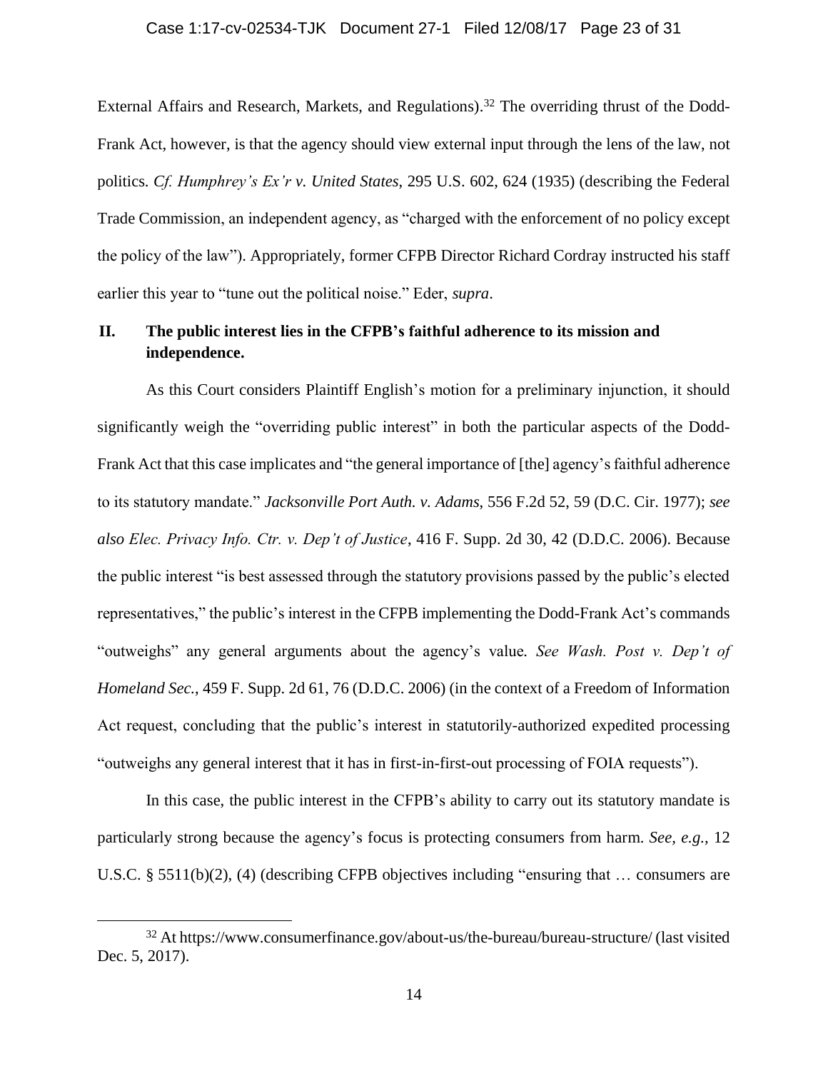External Affairs and Research, Markets, and Regulations).[32] The overriding thrust of the Dodd-Frank Act, however, is that the agency should view external input through the lens of the law, not politics. *Cf. Humphrey's Ex'r v. United States*, 295 U.S. 602, 624 (1935) (describing the Federal Trade Commission, an independent agency, as "charged with the enforcement of no policy except the policy of the law"). Appropriately, former CFPB Director Richard Cordray instructed his staff earlier this year to "tune out the political noise." Eder, *supra*.

## II. The public interest lies in the CFPB's faithful adherence to its mission and independence.

As this Court considers Plaintiff English's motion for a preliminary injunction, it should significantly weigh the "overriding public interest" in both the particular aspects of the Dodd-Frank Act that this case implicates and "the general importance of [the] agency's faithful adherence to its statutory mandate." *Jacksonville Port Auth. v. Adams*, 556 F.2d 52, 59 (D.C. Cir. 1977); *see also Elec. Privacy Info. Ctr. v. Dep't of Justice*, 416 F. Supp. 2d 30, 42 (D.D.C. 2006). Because the public interest "is best assessed through the statutory provisions passed by the public's elected representatives," the public's interest in the CFPB implementing the Dodd-Frank Act's commands "outweighs" any general arguments about the agency's value. *See Wash. Post v. Dep't of Homeland Sec.*, 459 F. Supp. 2d 61, 76 (D.D.C. 2006) (in the context of a Freedom of Information Act request, concluding that the public's interest in statutorily-authorized expedited processing "outweighs any general interest that it has in first-in-first-out processing of FOIA requests").

In this case, the public interest in the CFPB's ability to carry out its statutory mandate is particularly strong because the agency's focus is protecting consumers from harm. *See, e.g.,* 12 U.S.C. § 5511(b)(2), (4) (describing CFPB objectives including "ensuring that … consumers are

---

[32] At https://www.consumerfinance.gov/about-us/the-bureau/bureau-structure/ (last visited Dec. 5, 2017).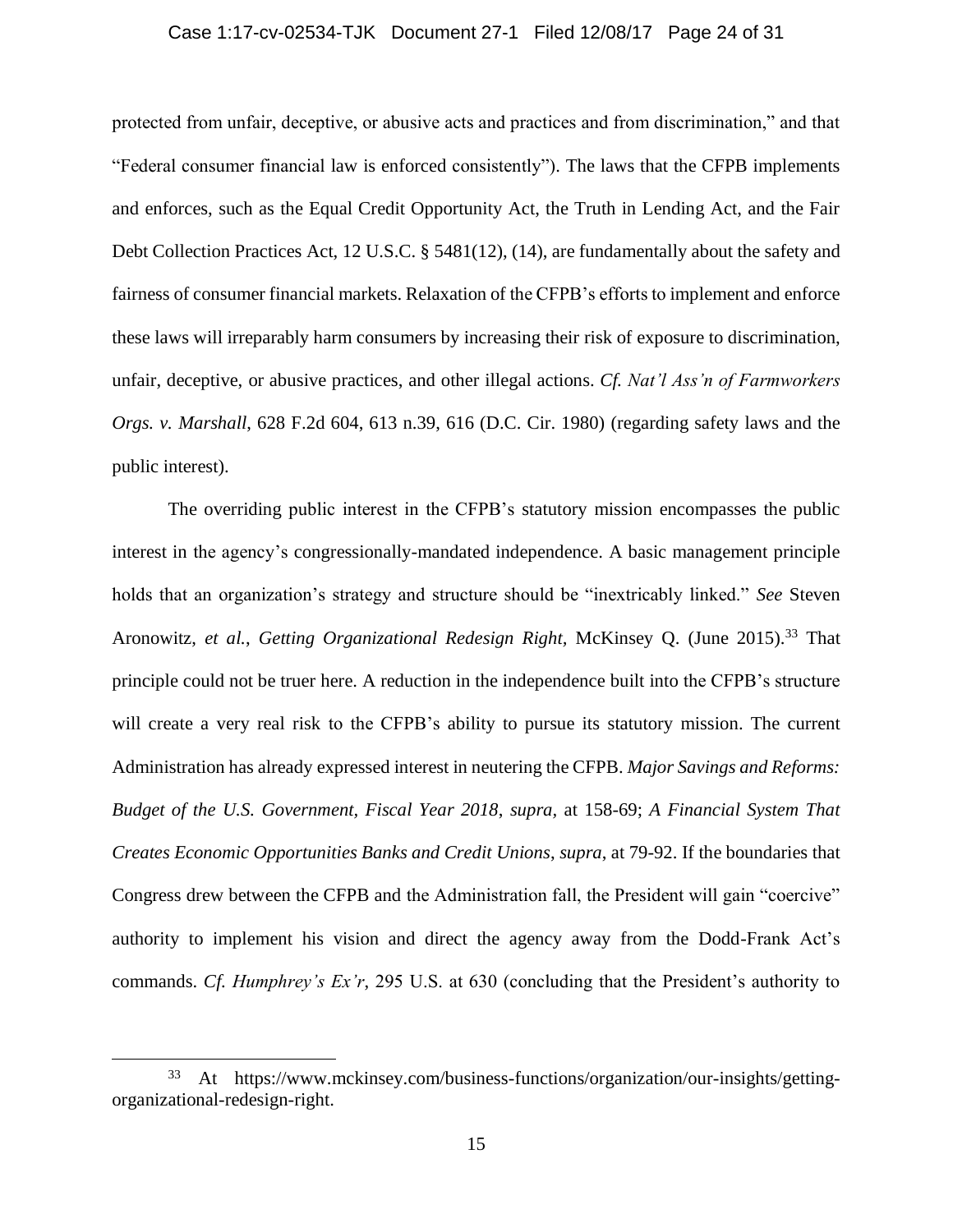protected from unfair, deceptive, or abusive acts and practices and from discrimination," and that "Federal consumer financial law is enforced consistently"). The laws that the CFPB implements and enforces, such as the Equal Credit Opportunity Act, the Truth in Lending Act, and the Fair Debt Collection Practices Act, 12 U.S.C. § 5481(12), (14), are fundamentally about the safety and fairness of consumer financial markets. Relaxation of the CFPB's efforts to implement and enforce these laws will irreparably harm consumers by increasing their risk of exposure to discrimination, unfair, deceptive, or abusive practices, and other illegal actions. *Cf. Nat'l Ass'n of Farmworkers Orgs. v. Marshall*, 628 F.2d 604, 613 n.39, 616 (D.C. Cir. 1980) (regarding safety laws and the public interest).

The overriding public interest in the CFPB's statutory mission encompasses the public interest in the agency's congressionally-mandated independence. A basic management principle holds that an organization's strategy and structure should be "inextricably linked." *See* Steven Aronowitz, *et al.*, *Getting Organizational Redesign Right*, McKinsey Q. (June 2015).[33] That principle could not be truer here. A reduction in the independence built into the CFPB's structure will create a very real risk to the CFPB's ability to pursue its statutory mission. The current Administration has already expressed interest in neutering the CFPB. *Major Savings and Reforms: Budget of the U.S. Government, Fiscal Year 2018*, *supra*, at 158-69; *A Financial System That Creates Economic Opportunities Banks and Credit Unions*, *supra*, at 79-92. If the boundaries that Congress drew between the CFPB and the Administration fall, the President will gain "coercive" authority to implement his vision and direct the agency away from the Dodd-Frank Act's commands. *Cf. Humphrey's Ex'r*, 295 U.S. at 630 (concluding that the President's authority to

---

[33] At https://www.mckinsey.com/business-functions/organization/our-insights/getting-organizational-redesign-right.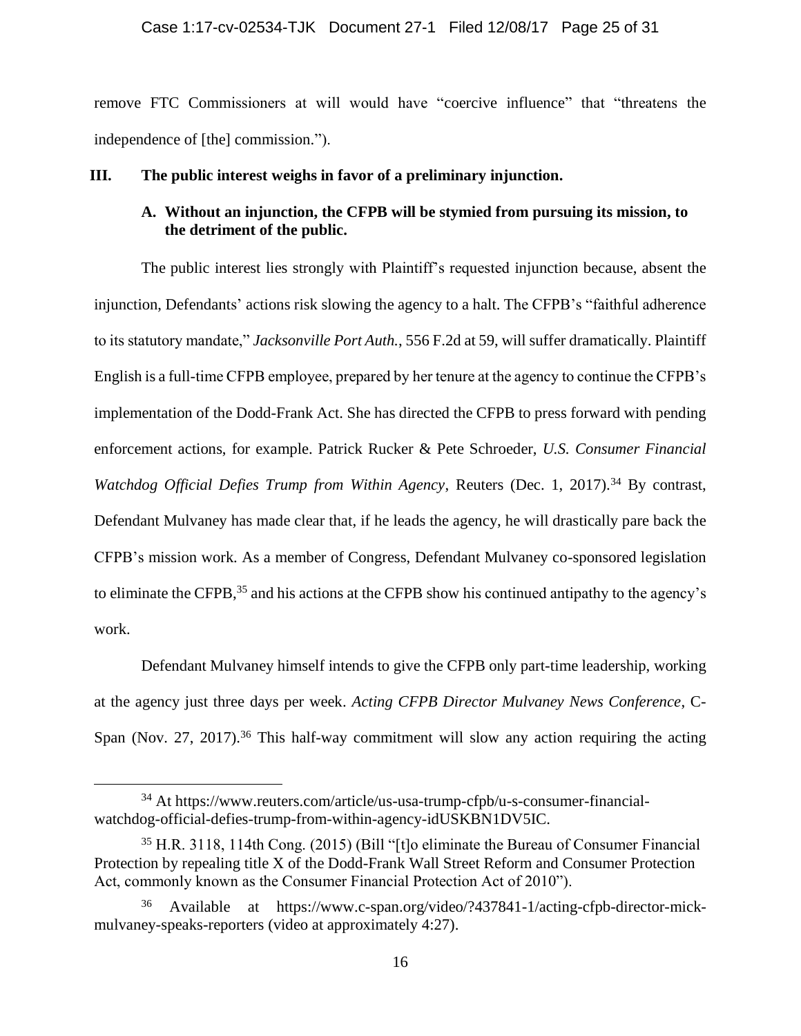remove FTC Commissioners at will would have "coercive influence" that "threatens the independence of [the] commission.").

## III. The public interest weighs in favor of a preliminary injunction.

### A. Without an injunction, the CFPB will be stymied from pursuing its mission, to the detriment of the public.

The public interest lies strongly with Plaintiff's requested injunction because, absent the injunction, Defendants' actions risk slowing the agency to a halt. The CFPB's "faithful adherence to its statutory mandate," *Jacksonville Port Auth.*, 556 F.2d at 59, will suffer dramatically. Plaintiff English is a full-time CFPB employee, prepared by her tenure at the agency to continue the CFPB's implementation of the Dodd-Frank Act. She has directed the CFPB to press forward with pending enforcement actions, for example. Patrick Rucker & Pete Schroeder, *U.S. Consumer Financial Watchdog Official Defies Trump from Within Agency*, Reuters (Dec. 1, 2017).[34] By contrast, Defendant Mulvaney has made clear that, if he leads the agency, he will drastically pare back the CFPB's mission work. As a member of Congress, Defendant Mulvaney co-sponsored legislation to eliminate the CFPB,[35] and his actions at the CFPB show his continued antipathy to the agency's work.

Defendant Mulvaney himself intends to give the CFPB only part-time leadership, working at the agency just three days per week. *Acting CFPB Director Mulvaney News Conference*, C-Span (Nov. 27, 2017).[36] This half-way commitment will slow any action requiring the acting

---

[34] At https://www.reuters.com/article/us-usa-trump-cfpb/u-s-consumer-financial-watchdog-official-defies-trump-from-within-agency-idUSKBN1DV5IC.

[35] H.R. 3118, 114th Cong. (2015) (Bill "[t]o eliminate the Bureau of Consumer Financial Protection by repealing title X of the Dodd-Frank Wall Street Reform and Consumer Protection Act, commonly known as the Consumer Financial Protection Act of 2010").

[36] Available at https://www.c-span.org/video/?437841-1/acting-cfpb-director-mick-mulvaney-speaks-reporters (video at approximately 4:27).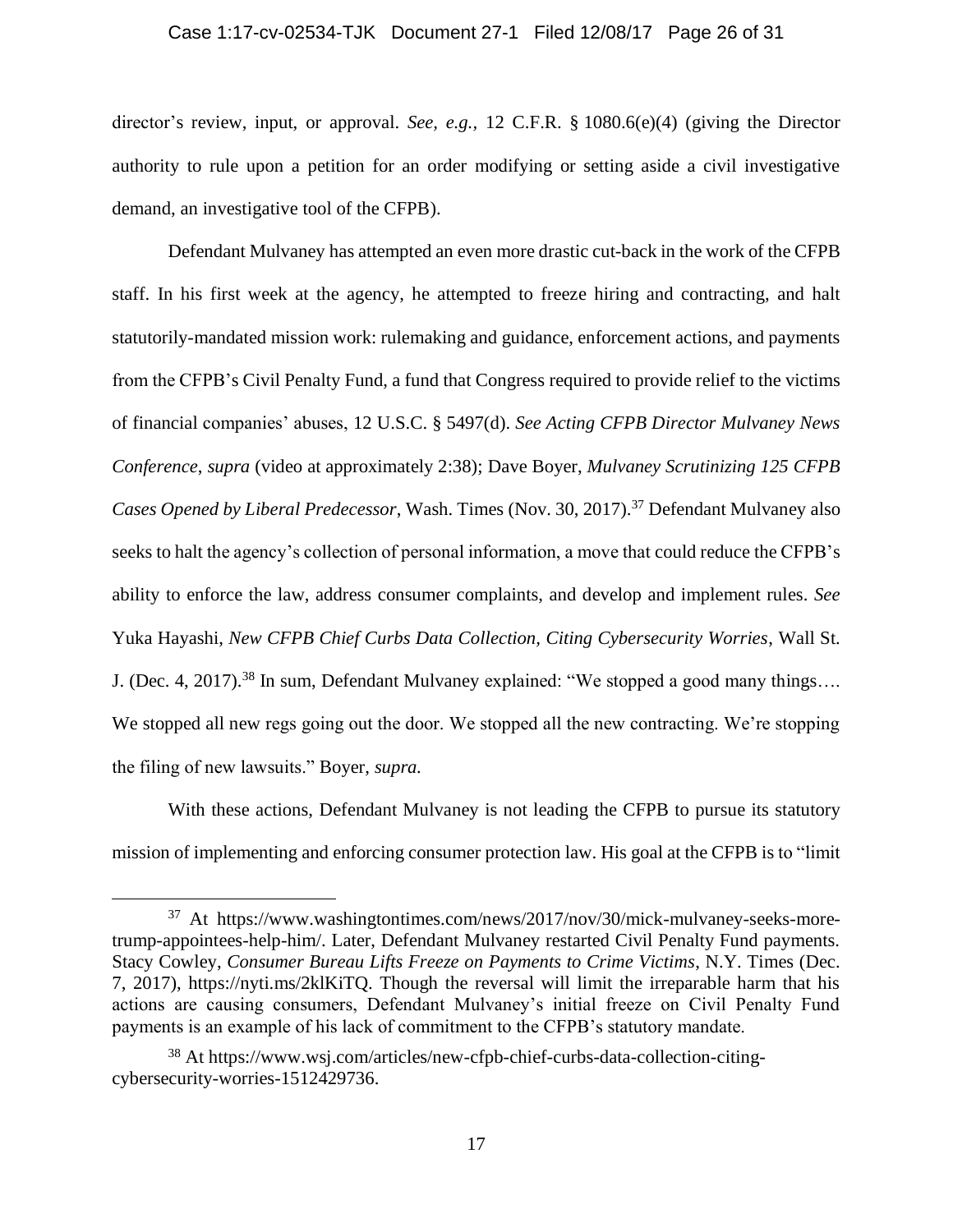director's review, input, or approval. *See, e.g.*, 12 C.F.R. § 1080.6(e)(4) (giving the Director authority to rule upon a petition for an order modifying or setting aside a civil investigative demand, an investigative tool of the CFPB).

Defendant Mulvaney has attempted an even more drastic cut-back in the work of the CFPB staff. In his first week at the agency, he attempted to freeze hiring and contracting, and halt statutorily-mandated mission work: rulemaking and guidance, enforcement actions, and payments from the CFPB's Civil Penalty Fund, a fund that Congress required to provide relief to the victims of financial companies' abuses, 12 U.S.C. § 5497(d). *See Acting CFPB Director Mulvaney News Conference*, *supra* (video at approximately 2:38); Dave Boyer, *Mulvaney Scrutinizing 125 CFPB Cases Opened by Liberal Predecessor*, Wash. Times (Nov. 30, 2017).[37] Defendant Mulvaney also seeks to halt the agency's collection of personal information, a move that could reduce the CFPB's ability to enforce the law, address consumer complaints, and develop and implement rules. *See* Yuka Hayashi, *New CFPB Chief Curbs Data Collection, Citing Cybersecurity Worries*, Wall St. J. (Dec. 4, 2017).[38] In sum, Defendant Mulvaney explained: "We stopped a good many things…. We stopped all new regs going out the door. We stopped all the new contracting. We're stopping the filing of new lawsuits." Boyer, *supra.*

With these actions, Defendant Mulvaney is not leading the CFPB to pursue its statutory mission of implementing and enforcing consumer protection law. His goal at the CFPB is to "limit

---

[37] At https://www.washingtontimes.com/news/2017/nov/30/mick-mulvaney-seeks-more-trump-appointees-help-him/. Later, Defendant Mulvaney restarted Civil Penalty Fund payments. Stacy Cowley, *Consumer Bureau Lifts Freeze on Payments to Crime Victims*, N.Y. Times (Dec. 7, 2017), https://nyti.ms/2klKiTQ. Though the reversal will limit the irreparable harm that his actions are causing consumers, Defendant Mulvaney's initial freeze on Civil Penalty Fund payments is an example of his lack of commitment to the CFPB's statutory mandate.

[38] At https://www.wsj.com/articles/new-cfpb-chief-curbs-data-collection-citing-cybersecurity-worries-1512429736.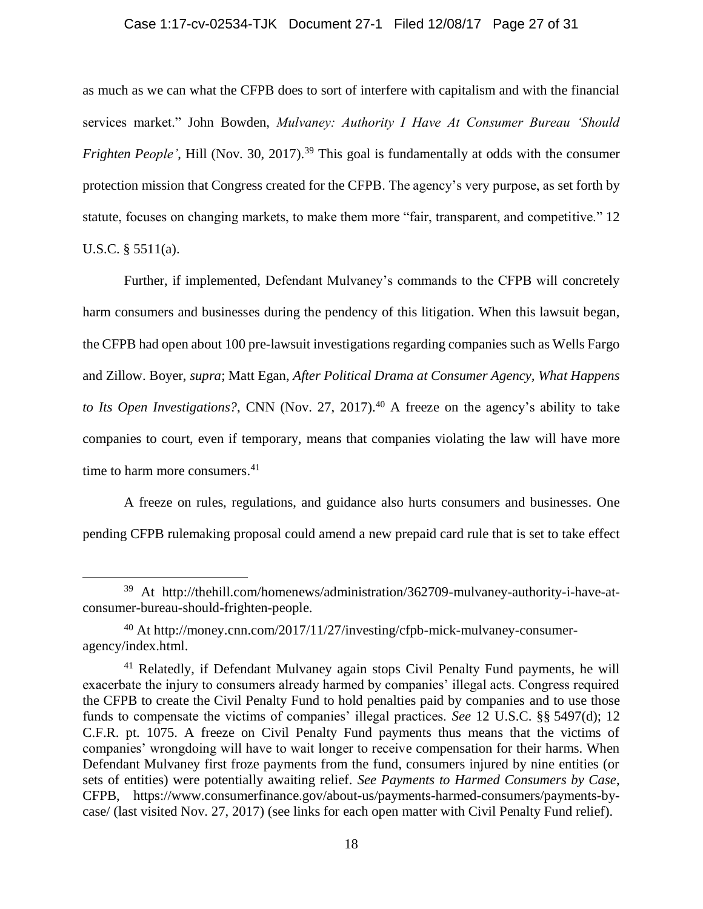as much as we can what the CFPB does to sort of interfere with capitalism and with the financial services market." John Bowden, *Mulvaney: Authority I Have At Consumer Bureau 'Should Frighten People'*, Hill (Nov. 30, 2017).[39] This goal is fundamentally at odds with the consumer protection mission that Congress created for the CFPB. The agency's very purpose, as set forth by statute, focuses on changing markets, to make them more "fair, transparent, and competitive." 12 U.S.C. § 5511(a).

Further, if implemented, Defendant Mulvaney's commands to the CFPB will concretely harm consumers and businesses during the pendency of this litigation. When this lawsuit began, the CFPB had open about 100 pre-lawsuit investigations regarding companies such as Wells Fargo and Zillow. Boyer, *supra*; Matt Egan, *After Political Drama at Consumer Agency, What Happens to Its Open Investigations?*, CNN (Nov. 27, 2017).[40] A freeze on the agency's ability to take companies to court, even if temporary, means that companies violating the law will have more time to harm more consumers.[41]

A freeze on rules, regulations, and guidance also hurts consumers and businesses. One pending CFPB rulemaking proposal could amend a new prepaid card rule that is set to take effect

---

[39] At http://thehill.com/homenews/administration/362709-mulvaney-authority-i-have-at-consumer-bureau-should-frighten-people.

[40] At http://money.cnn.com/2017/11/27/investing/cfpb-mick-mulvaney-consumer-agency/index.html.

[41] Relatedly, if Defendant Mulvaney again stops Civil Penalty Fund payments, he will exacerbate the injury to consumers already harmed by companies' illegal acts. Congress required the CFPB to create the Civil Penalty Fund to hold penalties paid by companies and to use those funds to compensate the victims of companies' illegal practices. *See* 12 U.S.C. §§ 5497(d); 12 C.F.R. pt. 1075. A freeze on Civil Penalty Fund payments thus means that the victims of companies' wrongdoing will have to wait longer to receive compensation for their harms. When Defendant Mulvaney first froze payments from the fund, consumers injured by nine entities (or sets of entities) were potentially awaiting relief. *See Payments to Harmed Consumers by Case*, CFPB, https://www.consumerfinance.gov/about-us/payments-harmed-consumers/payments-by-case/ (last visited Nov. 27, 2017) (see links for each open matter with Civil Penalty Fund relief).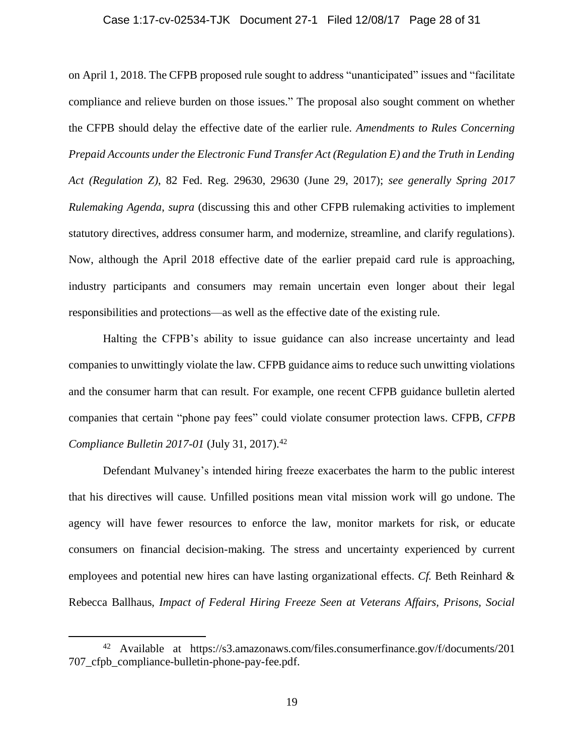on April 1, 2018. The CFPB proposed rule sought to address "unanticipated" issues and "facilitate compliance and relieve burden on those issues." The proposal also sought comment on whether the CFPB should delay the effective date of the earlier rule. *Amendments to Rules Concerning Prepaid Accounts under the Electronic Fund Transfer Act (Regulation E) and the Truth in Lending Act (Regulation Z)*, 82 Fed. Reg. 29630, 29630 (June 29, 2017); *see generally Spring 2017 Rulemaking Agenda*, *supra* (discussing this and other CFPB rulemaking activities to implement statutory directives, address consumer harm, and modernize, streamline, and clarify regulations). Now, although the April 2018 effective date of the earlier prepaid card rule is approaching, industry participants and consumers may remain uncertain even longer about their legal responsibilities and protections—as well as the effective date of the existing rule.

Halting the CFPB's ability to issue guidance can also increase uncertainty and lead companies to unwittingly violate the law. CFPB guidance aims to reduce such unwitting violations and the consumer harm that can result. For example, one recent CFPB guidance bulletin alerted companies that certain "phone pay fees" could violate consumer protection laws. CFPB, *CFPB Compliance Bulletin 2017-01* (July 31, 2017).[42]

Defendant Mulvaney's intended hiring freeze exacerbates the harm to the public interest that his directives will cause. Unfilled positions mean vital mission work will go undone. The agency will have fewer resources to enforce the law, monitor markets for risk, or educate consumers on financial decision-making. The stress and uncertainty experienced by current employees and potential new hires can have lasting organizational effects. *Cf.* Beth Reinhard & Rebecca Ballhaus, *Impact of Federal Hiring Freeze Seen at Veterans Affairs, Prisons, Social*

---

[42] Available at https://s3.amazonaws.com/files.consumerfinance.gov/f/documents/201707_cfpb_compliance-bulletin-phone-pay-fee.pdf.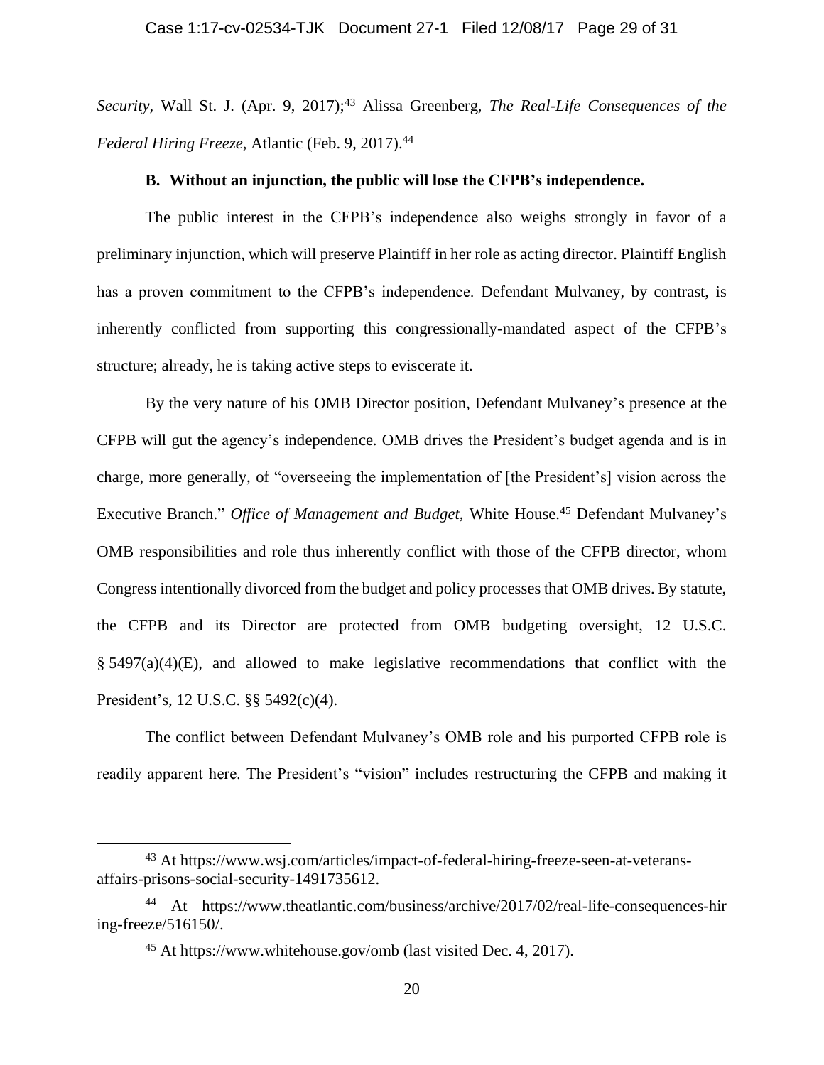*Security*, Wall St. J. (Apr. 9, 2017);[43] Alissa Greenberg, *The Real-Life Consequences of the Federal Hiring Freeze*, Atlantic (Feb. 9, 2017).[44]

### B. Without an injunction, the public will lose the CFPB's independence.

The public interest in the CFPB's independence also weighs strongly in favor of a preliminary injunction, which will preserve Plaintiff in her role as acting director. Plaintiff English has a proven commitment to the CFPB's independence. Defendant Mulvaney, by contrast, is inherently conflicted from supporting this congressionally-mandated aspect of the CFPB's structure; already, he is taking active steps to eviscerate it.

By the very nature of his OMB Director position, Defendant Mulvaney's presence at the CFPB will gut the agency's independence. OMB drives the President's budget agenda and is in charge, more generally, of "overseeing the implementation of [the President's] vision across the Executive Branch." *Office of Management and Budget*, White House.[45] Defendant Mulvaney's OMB responsibilities and role thus inherently conflict with those of the CFPB director, whom Congress intentionally divorced from the budget and policy processes that OMB drives. By statute, the CFPB and its Director are protected from OMB budgeting oversight, 12 U.S.C. § 5497(a)(4)(E), and allowed to make legislative recommendations that conflict with the President's, 12 U.S.C. §§ 5492(c)(4).

The conflict between Defendant Mulvaney's OMB role and his purported CFPB role is readily apparent here. The President's "vision" includes restructuring the CFPB and making it

---

[43] At https://www.wsj.com/articles/impact-of-federal-hiring-freeze-seen-at-veterans-affairs-prisons-social-security-1491735612.

[44] At https://www.theatlantic.com/business/archive/2017/02/real-life-consequences-hiring-freeze/516150/.

[45] At https://www.whitehouse.gov/omb (last visited Dec. 4, 2017).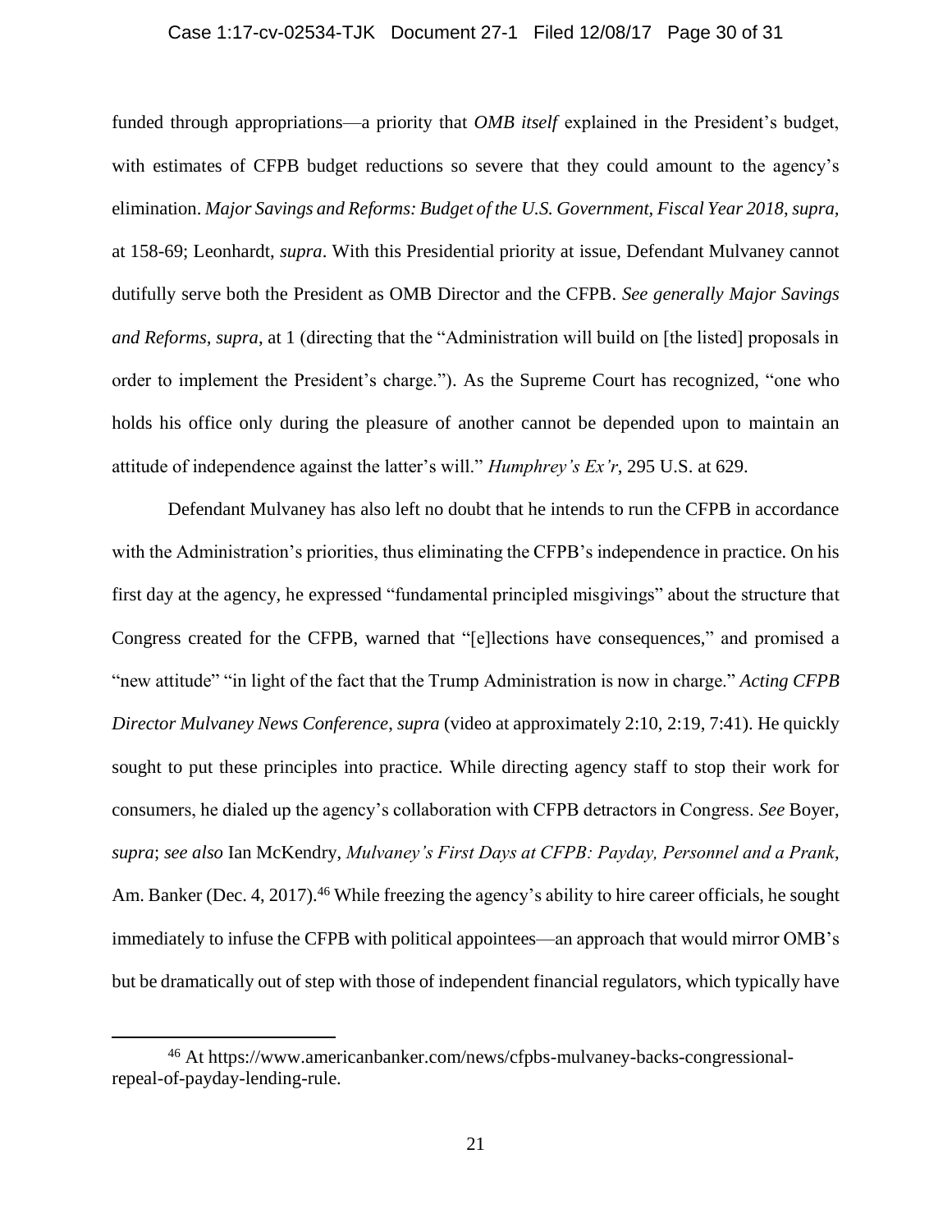funded through appropriations—a priority that *OMB itself* explained in the President's budget, with estimates of CFPB budget reductions so severe that they could amount to the agency's elimination. *Major Savings and Reforms: Budget of the U.S. Government, Fiscal Year 2018*, *supra*, at 158-69; Leonhardt, *supra*. With this Presidential priority at issue, Defendant Mulvaney cannot dutifully serve both the President as OMB Director and the CFPB. *See generally Major Savings and Reforms*, *supra*, at 1 (directing that the "Administration will build on [the listed] proposals in order to implement the President's charge."). As the Supreme Court has recognized, "one who holds his office only during the pleasure of another cannot be depended upon to maintain an attitude of independence against the latter's will." *Humphrey's Ex'r*, 295 U.S. at 629.

Defendant Mulvaney has also left no doubt that he intends to run the CFPB in accordance with the Administration's priorities, thus eliminating the CFPB's independence in practice. On his first day at the agency, he expressed "fundamental principled misgivings" about the structure that Congress created for the CFPB, warned that "[e]lections have consequences," and promised a "new attitude" "in light of the fact that the Trump Administration is now in charge." *Acting CFPB Director Mulvaney News Conference*, *supra* (video at approximately 2:10, 2:19, 7:41). He quickly sought to put these principles into practice. While directing agency staff to stop their work for consumers, he dialed up the agency's collaboration with CFPB detractors in Congress. *See* Boyer, *supra*; *see also* Ian McKendry, *Mulvaney's First Days at CFPB: Payday, Personnel and a Prank*, Am. Banker (Dec. 4, 2017).[46] While freezing the agency's ability to hire career officials, he sought immediately to infuse the CFPB with political appointees—an approach that would mirror OMB's but be dramatically out of step with those of independent financial regulators, which typically have

---

[46] At https://www.americanbanker.com/news/cfpbs-mulvaney-backs-congressional-repeal-of-payday-lending-rule.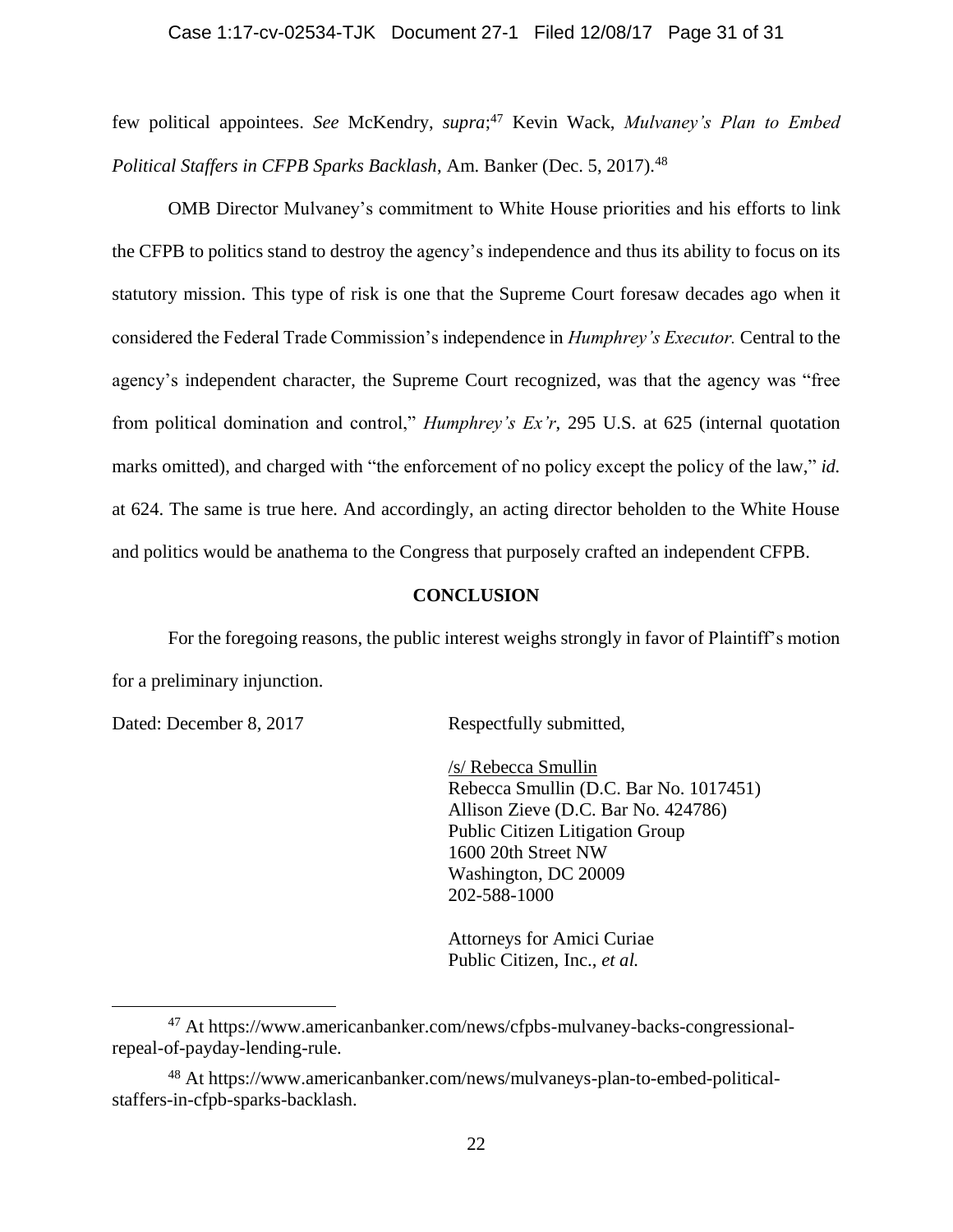few political appointees. *See* McKendry, *supra*;[47] Kevin Wack, *Mulvaney's Plan to Embed Political Staffers in CFPB Sparks Backlash*, Am. Banker (Dec. 5, 2017).[48]

OMB Director Mulvaney's commitment to White House priorities and his efforts to link the CFPB to politics stand to destroy the agency's independence and thus its ability to focus on its statutory mission. This type of risk is one that the Supreme Court foresaw decades ago when it considered the Federal Trade Commission's independence in *Humphrey's Executor.* Central to the agency's independent character, the Supreme Court recognized, was that the agency was "free from political domination and control," *Humphrey's Ex'r*, 295 U.S. at 625 (internal quotation marks omitted), and charged with "the enforcement of no policy except the policy of the law," *id.* at 624. The same is true here. And accordingly, an acting director beholden to the White House and politics would be anathema to the Congress that purposely crafted an independent CFPB.

## CONCLUSION

For the foregoing reasons, the public interest weighs strongly in favor of Plaintiff's motion for a preliminary injunction.

Dated: December 8, 2017

Respectfully submitted,

/s/ Rebecca Smullin
Rebecca Smullin (D.C. Bar No. 1017451)
Allison Zieve (D.C. Bar No. 424786)
Public Citizen Litigation Group
1600 20th Street NW
Washington, DC 20009
202-588-1000

Attorneys for Amici Curiae
Public Citizen, Inc., *et al.*

---

[47] At https://www.americanbanker.com/news/cfpbs-mulvaney-backs-congressional-repeal-of-payday-lending-rule.

[48] At https://www.americanbanker.com/news/mulvaneys-plan-to-embed-political-staffers-in-cfpb-sparks-backlash.